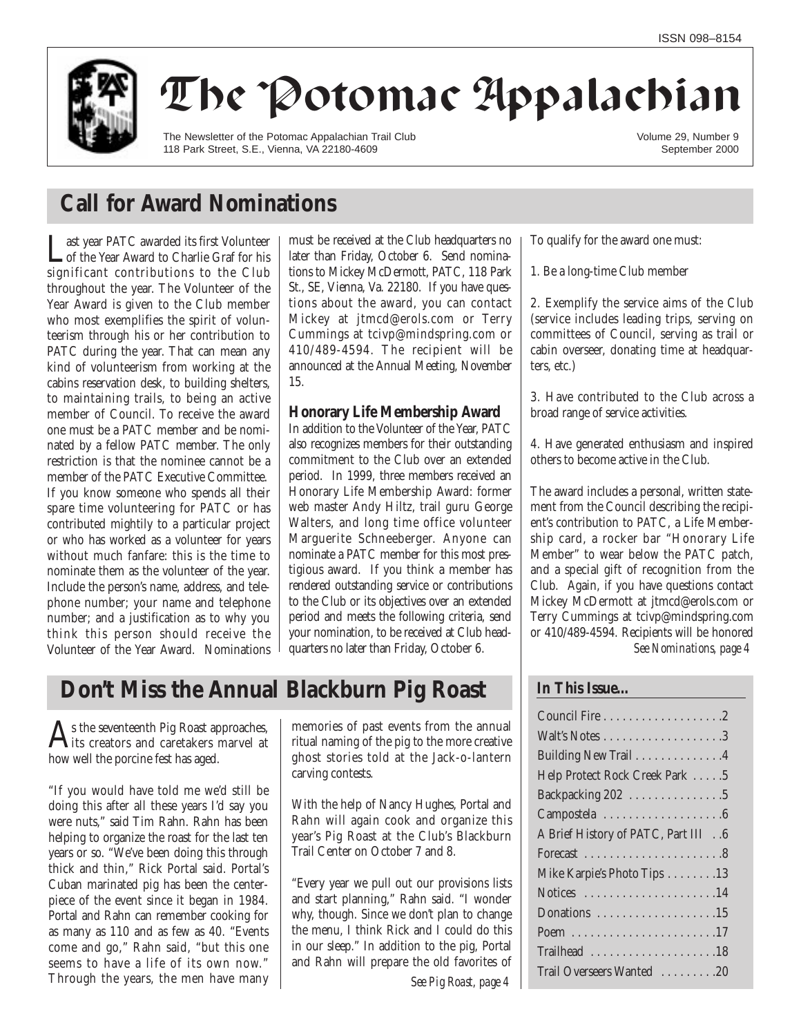ISSN 098–8154

# The Potomac Appalachian

The Newsletter of the Potomac Appalachian Trail Club
118 Park Street, S.E., Vienna, VA 22180-4609

Volume 29, Number 9
September 2000

## Call for Award Nominations

Last year PATC awarded its first Volunteer of the Year Award to Charlie Graf for his significant contributions to the Club throughout the year. The Volunteer of the Year Award is given to the Club member who most exemplifies the spirit of volunteerism through his or her contribution to PATC during the year. That can mean any kind of volunteerism from working at the cabins reservation desk, to building shelters, to maintaining trails, to being an active member of Council. To receive the award one must be a PATC member and be nominated by a fellow PATC member. The only restriction is that the nominee cannot be a member of the PATC Executive Committee. If you know someone who spends all their spare time volunteering for PATC or has contributed mightily to a particular project or who has worked as a volunteer for years without much fanfare: this is the time to nominate them as the volunteer of the year. Include the person's name, address, and telephone number; your name and telephone number; and a justification as to why you think this person should receive the Volunteer of the Year Award. Nominations must be received at the Club headquarters no later than Friday, October 6. Send nominations to Mickey McDermott, PATC, 118 Park St., SE, Vienna, Va. 22180. If you have questions about the award, you can contact Mickey at jtmcd@erols.com or Terry Cummings at tcivp@mindspring.com or 410/489-4594. The recipient will be announced at the Annual Meeting, November 15.

### Honorary Life Membership Award

In addition to the Volunteer of the Year, PATC also recognizes members for their outstanding commitment to the Club over an extended period. In 1999, three members received an Honorary Life Membership Award: former web master Andy Hiltz, trail guru George Walters, and long time office volunteer Marguerite Schneeberger. Anyone can nominate a PATC member for this most prestigious award. If you think a member has rendered outstanding service or contributions to the Club or its objectives over an extended period and meets the following criteria, send your nomination, to be received at Club headquarters no later than Friday, October 6.

To qualify for the award one must:

1. Be a long-time Club member

2. Exemplify the service aims of the Club (service includes leading trips, serving on committees of Council, serving as trail or cabin overseer, donating time at headquarters, etc.)

3. Have contributed to the Club across a broad range of service activities.

4. Have generated enthusiasm and inspired others to become active in the Club.

The award includes a personal, written statement from the Council describing the recipient's contribution to PATC, a Life Membership card, a rocker bar "Honorary Life Member" to wear below the PATC patch, and a special gift of recognition from the Club. Again, if you have questions contact Mickey McDermott at jtmcd@erols.com or Terry Cummings at tcivp@mindspring.com or 410/489-4594. Recipients will be honored

*See Nominations, page 4*

## Don't Miss the Annual Blackburn Pig Roast

As the seventeenth Pig Roast approaches, its creators and caretakers marvel at how well the porcine fest has aged.

"If you would have told me we'd still be doing this after all these years I'd say you were nuts," said Tim Rahn. Rahn has been helping to organize the roast for the last ten years or so. "We've been doing this through thick and thin," Rick Portal said. Portal's Cuban marinated pig has been the centerpiece of the event since it began in 1984. Portal and Rahn can remember cooking for as many as 110 and as few as 40. "Events come and go," Rahn said, "but this one seems to have a life of its own now." Through the years, the men have many memories of past events from the annual ritual naming of the pig to the more creative ghost stories told at the Jack-o-lantern carving contests.

With the help of Nancy Hughes, Portal and Rahn will again cook and organize this year's Pig Roast at the Club's Blackburn Trail Center on October 7 and 8.

"Every year we pull out our provisions lists and start planning," Rahn said. "I wonder why, though. Since we don't plan to change the menu, I think Rick and I could do this in our sleep." In addition to the pig, Portal and Rahn will prepare the old favorites of

*See Pig Roast, page 4*

### In This Issue...

| | |
|---|---|
| Council Fire | 2 |
| Walt's Notes | 3 |
| Building New Trail | 4 |
| Help Protect Rock Creek Park | 5 |
| Backpacking 202 | 5 |
| Campostela | 6 |
| A Brief History of PATC, Part III | 6 |
| Forecast | 8 |
| Mike Karpie's Photo Tips | 13 |
| Notices | 14 |
| Donations | 15 |
| Poem | 17 |
| Trailhead | 18 |
| Trail Overseers Wanted | 20 |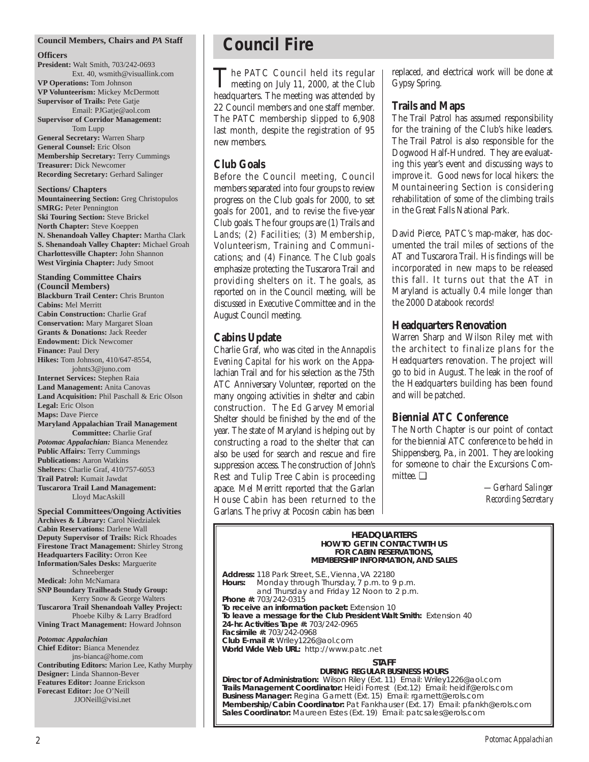## Council Members, Chairs and *PA* Staff

### Officers

**President:** Walt Smith, 703/242-0693 Ext. 40, wsmith@visuallink.com
**VP Operations:** Tom Johnson
**VP Volunteerism:** Mickey McDermott
**Supervisor of Trails:** Pete Gatje Email: PJGatje@aol.com
**Supervisor of Corridor Management:** Tom Lupp
**General Secretary:** Warren Sharp
**General Counsel:** Eric Olson
**Membership Secretary:** Terry Cummings
**Treasurer:** Dick Newcomer
**Recording Secretary:** Gerhard Salinger

### Sections/ Chapters

**Mountaineering Section:** Greg Christopulos
**SMRG:** Peter Pennington
**Ski Touring Section:** Steve Brickel
**North Chapter:** Steve Koeppen
**N. Shenandoah Valley Chapter:** Martha Clark
**S. Shenandoah Valley Chapter:** Michael Groah
**Charlottesville Chapter:** John Shannon
**West Virginia Chapter:** Judy Smoot

### Standing Committee Chairs (Council Members)

**Blackburn Trail Center:** Chris Brunton
**Cabins:** Mel Merritt
**Cabin Construction:** Charlie Graf
**Conservation:** Mary Margaret Sloan
**Grants & Donations:** Jack Reeder
**Endowment:** Dick Newcomer
**Finance:** Paul Dery
**Hikes:** Tom Johnson, 410/647-8554, johnts3@juno.com
**Internet Services:** Stephen Raia
**Land Management:** Anita Canovas
**Land Acquisition:** Phil Paschall & Eric Olson
**Legal:** Eric Olson
**Maps:** Dave Pierce
**Maryland Appalachian Trail Management Committee:** Charlie Graf
***Potomac Appalachian:*** Bianca Menendez
**Public Affairs:** Terry Cummings
**Publications:** Aaron Watkins
**Shelters:** Charlie Graf, 410/757-6053
**Trail Patrol:** Kumait Jawdat
**Tuscarora Trail Land Management:** Lloyd MacAskill

### Special Committees/Ongoing Activities

**Archives & Library:** Carol Niedzialek
**Cabin Reservations:** Darlene Wall
**Deputy Supervisor of Trails:** Rick Rhoades
**Firestone Tract Management:** Shirley Strong
**Headquarters Facility:** Orron Kee
**Information/Sales Desks:** Marguerite Schneeberger
**Medical:** John McNamara
**SNP Boundary Trailheads Study Group:** Kerry Snow & George Walters
**Tuscarora Trail Shenandoah Valley Project:** Phoebe Kilby & Larry Bradford
**Vining Tract Management:** Howard Johnson

### *Potomac Appalachian*

**Chief Editor:** Bianca Menendez jns-bianca@home.com
**Contributing Editors:** Marion Lee, Kathy Murphy
**Designer:** Linda Shannon-Bever
**Features Editor:** Joanne Erickson
**Forecast Editor:** Joe O'Neill JJONeill@visi.net

# Council Fire

The PATC Council held its regular meeting on July 11, 2000, at the Club headquarters. The meeting was attended by 22 Council members and one staff member. The PATC membership slipped to 6,908 last month, despite the registration of 95 new members.

## Club Goals

Before the Council meeting, Council members separated into four groups to review progress on the Club goals for 2000, to set goals for 2001, and to revise the five-year Club goals. The four groups are (1) Trails and Lands; (2) Facilities; (3) Membership, Volunteerism, Training and Communications; and (4) Finance. The Club goals emphasize protecting the Tuscarora Trail and providing shelters on it. The goals, as reported on in the Council meeting, will be discussed in Executive Committee and in the August Council meeting.

## Cabins Update

Charlie Graf, who was cited in the *Annapolis Evening Capital* for his work on the Appalachian Trail and for his selection as the 75th ATC Anniversary Volunteer, reported on the many ongoing activities in shelter and cabin construction. The Ed Garvey Memorial Shelter should be finished by the end of the year. The state of Maryland is helping out by constructing a road to the shelter that can also be used for search and rescue and fire suppression access. The construction of John's Rest and Tulip Tree Cabin is proceeding apace. Mel Merritt reported that the Garlan House Cabin has been returned to the Garlans. The privy at Pocosin cabin has been replaced, and electrical work will be done at Gypsy Spring.

## Trails and Maps

The Trail Patrol has assumed responsibility for the training of the Club's hike leaders. The Trail Patrol is also responsible for the Dogwood Half-Hundred. They are evaluating this year's event and discussing ways to improve it. Good news for local hikers: the Mountaineering Section is considering rehabilitation of some of the climbing trails in the Great Falls National Park.

David Pierce, PATC's map-maker, has documented the trail miles of sections of the AT and Tuscarora Trail. His findings will be incorporated in new maps to be released this fall. It turns out that the AT in Maryland is actually 0.4 mile longer than the 2000 Databook records!

## Headquarters Renovation

Warren Sharp and Wilson Riley met with the architect to finalize plans for the Headquarters renovation. The project will go to bid in August. The leak in the roof of the Headquarters building has been found and will be patched.

## Biennial ATC Conference

The North Chapter is our point of contact for the biennial ATC conference to be held in Shippensberg, Pa., in 2001. They are looking for someone to chair the Excursions Committee. ❑

*—Gerhard Salinger*
*Recording Secretary*

---

**HEADQUARTERS**
**HOW TO GET IN CONTACT WITH US FOR CABIN RESERVATIONS, MEMBERSHIP INFORMATION, AND SALES**

**Address:** 118 Park Street, S.E., Vienna, VA 22180
**Hours:** Monday through Thursday, 7 p.m. to 9 p.m. and Thursday and Friday 12 Noon to 2 p.m.
**Phone #:** 703/242-0315
**To receive an information packet:** Extension 10
**To leave a message for the Club President Walt Smith:** Extension 40
**24-hr. Activities Tape #:** 703/242-0965
**Facsimile #:** 703/242-0968
**Club E-mail #:** Wriley1226@aol.com
**World Wide Web URL:** http://www.patc.net

**STAFF**
**DURING REGULAR BUSINESS HOURS**

**Director of Administration:** Wilson Riley (Ext. 11) Email: Wriley1226@aol.com
**Trails Management Coordinator:** Heidi Forrest (Ext.12) Email: heidif@erols.com
**Business Manager:** Regina Garnett (Ext. 15) Email: rgarnett@erols.com
**Membership/Cabin Coordinator:** Pat Fankhauser (Ext. 17) Email: pfankh@erols.com
**Sales Coordinator:** Maureen Estes (Ext. 19) Email: patcsales@erols.com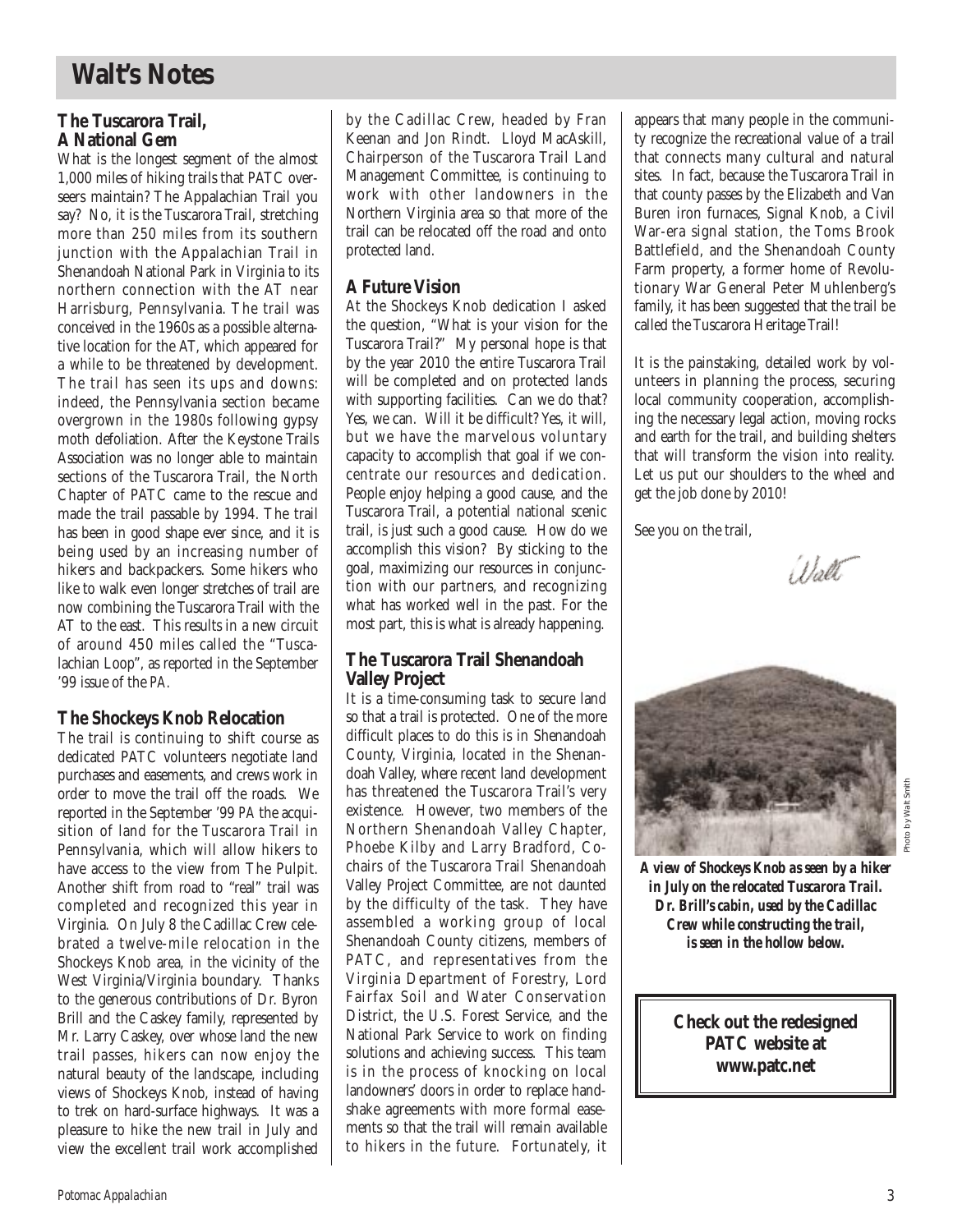# Walt's Notes

## The Tuscarora Trail, A National Gem

What is the longest segment of the almost 1,000 miles of hiking trails that PATC overseers maintain? The Appalachian Trail you say? No, it is the Tuscarora Trail, stretching more than 250 miles from its southern junction with the Appalachian Trail in Shenandoah National Park in Virginia to its northern connection with the AT near Harrisburg, Pennsylvania. The trail was conceived in the 1960s as a possible alternative location for the AT, which appeared for a while to be threatened by development. The trail has seen its ups and downs: indeed, the Pennsylvania section became overgrown in the 1980s following gypsy moth defoliation. After the Keystone Trails Association was no longer able to maintain sections of the Tuscarora Trail, the North Chapter of PATC came to the rescue and made the trail passable by 1994. The trail has been in good shape ever since, and it is being used by an increasing number of hikers and backpackers. Some hikers who like to walk even longer stretches of trail are now combining the Tuscarora Trail with the AT to the east. This results in a new circuit of around 450 miles called the "Tuscalachian Loop", as reported in the September '99 issue of the *PA*.

## The Shockeys Knob Relocation

The trail is continuing to shift course as dedicated PATC volunteers negotiate land purchases and easements, and crews work in order to move the trail off the roads. We reported in the September '99 *PA* the acquisition of land for the Tuscarora Trail in Pennsylvania, which will allow hikers to have access to the view from The Pulpit. Another shift from road to "real" trail was completed and recognized this year in Virginia. On July 8 the Cadillac Crew celebrated a twelve-mile relocation in the Shockeys Knob area, in the vicinity of the West Virginia/Virginia boundary. Thanks to the generous contributions of Dr. Byron Brill and the Caskey family, represented by Mr. Larry Caskey, over whose land the new trail passes, hikers can now enjoy the natural beauty of the landscape, including views of Shockeys Knob, instead of having to trek on hard-surface highways. It was a pleasure to hike the new trail in July and view the excellent trail work accomplished by the Cadillac Crew, headed by Fran Keenan and Jon Rindt. Lloyd MacAskill, Chairperson of the Tuscarora Trail Land Management Committee, is continuing to work with other landowners in the Northern Virginia area so that more of the trail can be relocated off the road and onto protected land.

## A Future Vision

At the Shockeys Knob dedication I asked the question, "What is your vision for the Tuscarora Trail?" My personal hope is that by the year 2010 the entire Tuscarora Trail will be completed and on protected lands with supporting facilities. Can we do that? Yes, we can. Will it be difficult? Yes, it will, but we have the marvelous voluntary capacity to accomplish that goal if we concentrate our resources and dedication. People enjoy helping a good cause, and the Tuscarora Trail, a potential national scenic trail, is just such a good cause. How do we accomplish this vision? By sticking to the goal, maximizing our resources in conjunction with our partners, and recognizing what has worked well in the past. For the most part, this is what is already happening.

## The Tuscarora Trail Shenandoah Valley Project

It is a time-consuming task to secure land so that a trail is protected. One of the more difficult places to do this is in Shenandoah County, Virginia, located in the Shenandoah Valley, where recent land development has threatened the Tuscarora Trail's very existence. However, two members of the Northern Shenandoah Valley Chapter, Phoebe Kilby and Larry Bradford, Cochairs of the Tuscarora Trail Shenandoah Valley Project Committee, are not daunted by the difficulty of the task. They have assembled a working group of local Shenandoah County citizens, members of PATC, and representatives from the Virginia Department of Forestry, Lord Fairfax Soil and Water Conservation District, the U.S. Forest Service, and the National Park Service to work on finding solutions and achieving success. This team is in the process of knocking on local landowners' doors in order to replace handshake agreements with more formal easements so that the trail will remain available to hikers in the future. Fortunately, it appears that many people in the community recognize the recreational value of a trail that connects many cultural and natural sites. In fact, because the Tuscarora Trail in that county passes by the Elizabeth and Van Buren iron furnaces, Signal Knob, a Civil War-era signal station, the Toms Brook Battlefield, and the Shenandoah County Farm property, a former home of Revolutionary War General Peter Muhlenberg's family, it has been suggested that the trail be called the Tuscarora Heritage Trail!

It is the painstaking, detailed work by volunteers in planning the process, securing local community cooperation, accomplishing the necessary legal action, moving rocks and earth for the trail, and building shelters that will transform the vision into reality. Let us put our shoulders to the wheel and get the job done by 2010!

See you on the trail,

Walt

Photo by Walt Smith

***A view of Shockeys Knob as seen by a hiker in July on the relocated Tuscarora Trail. Dr. Brill's cabin, used by the Cadillac Crew while constructing the trail, is seen in the hollow below.***

**Check out the redesigned PATC website at www.patc.net**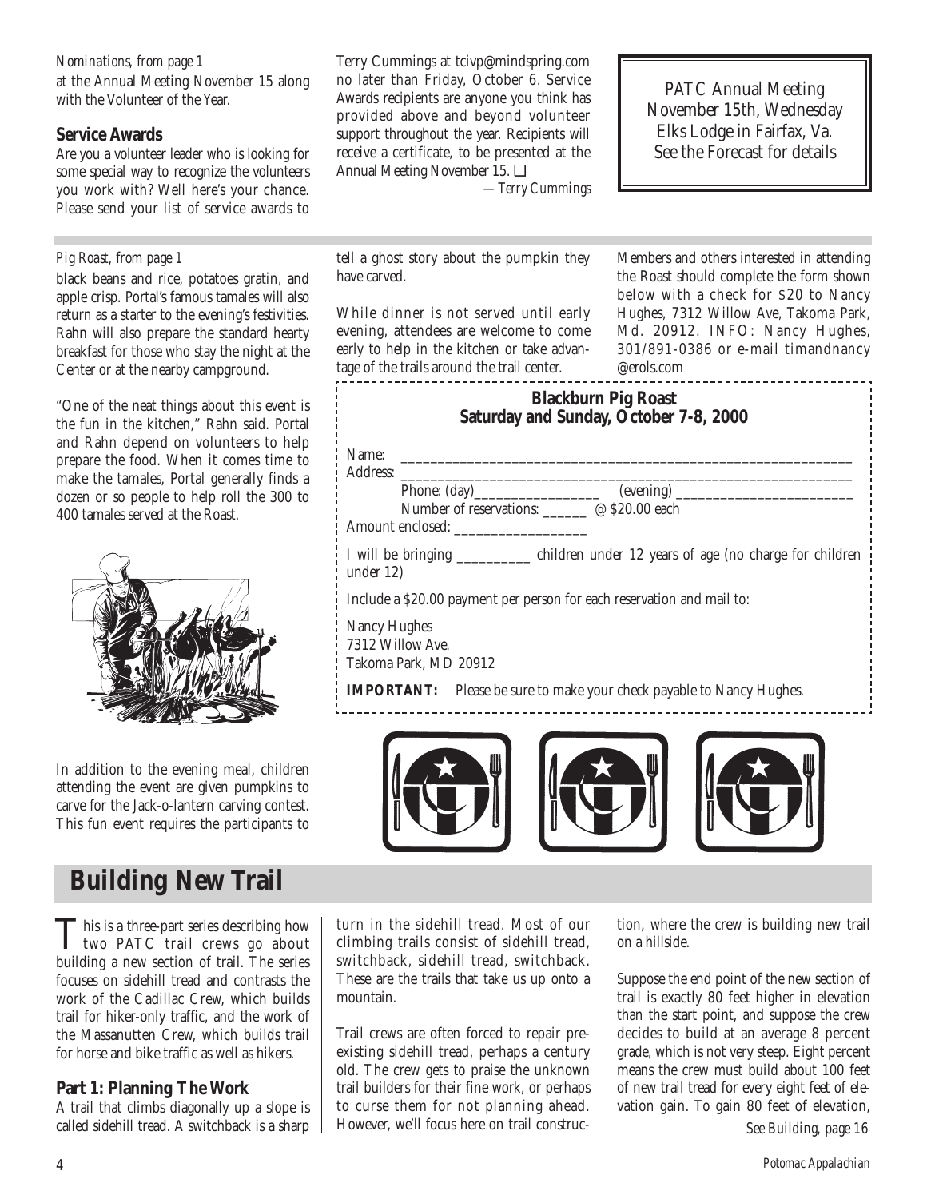*Nominations, from page 1*

at the Annual Meeting November 15 along with the Volunteer of the Year.

### Service Awards

Are you a volunteer leader who is looking for some special way to recognize the volunteers you work with? Well here's your chance. Please send your list of service awards to Terry Cummings at tcivp@mindspring.com no later than Friday, October 6. Service Awards recipients are anyone you think has provided above and beyond volunteer support throughout the year. Recipients will receive a certificate, to be presented at the Annual Meeting November 15. ❑

*—Terry Cummings*

PATC Annual Meeting
November 15th, Wednesday
Elks Lodge in Fairfax, Va.
See the Forecast for details

*Pig Roast, from page 1*

black beans and rice, potatoes gratin, and apple crisp. Portal's famous tamales will also return as a starter to the evening's festivities. Rahn will also prepare the standard hearty breakfast for those who stay the night at the Center or at the nearby campground.

"One of the neat things about this event is the fun in the kitchen," Rahn said. Portal and Rahn depend on volunteers to help prepare the food. When it comes time to make the tamales, Portal generally finds a dozen or so people to help roll the 300 to 400 tamales served at the Roast.

In addition to the evening meal, children attending the event are given pumpkins to carve for the Jack-o-lantern carving contest. This fun event requires the participants to tell a ghost story about the pumpkin they have carved.

While dinner is not served until early evening, attendees are welcome to come early to help in the kitchen or take advantage of the trails around the trail center.

Members and others interested in attending the Roast should complete the form shown below with a check for $20 to Nancy Hughes, 7312 Willow Ave, Takoma Park, Md. 20912. INFO: Nancy Hughes, 301/891-0386 or e-mail timandnancy@erols.com

**Blackburn Pig Roast**
**Saturday and Sunday, October 7-8, 2000**

Name: ______________________________________________

Address: ______________________________________________

Phone: (day)_________________ (evening) ________________________

Number of reservations: ______ @ $20.00 each

Amount enclosed: ________________

I will be bringing _________ children under 12 years of age (no charge for children under 12)

Include a $20.00 payment per person for each reservation and mail to:

Nancy Hughes
7312 Willow Ave.
Takoma Park, MD 20912

**IMPORTANT:** Please be sure to make your check payable to Nancy Hughes.

## Building New Trail

This is a three-part series describing how two PATC trail crews go about building a new section of trail. The series focuses on sidehill tread and contrasts the work of the Cadillac Crew, which builds trail for hiker-only traffic, and the work of the Massanutten Crew, which builds trail for horse and bike traffic as well as hikers.

### Part 1: Planning The Work

A trail that climbs diagonally up a slope is called sidehill tread. A switchback is a sharp turn in the sidehill tread. Most of our climbing trails consist of sidehill tread, switchback, sidehill tread, switchback. These are the trails that take us up onto a mountain.

Trail crews are often forced to repair preexisting sidehill tread, perhaps a century old. The crew gets to praise the unknown trail builders for their fine work, or perhaps to curse them for not planning ahead. However, we'll focus here on trail construction, where the crew is building new trail on a hillside.

Suppose the end point of the new section of trail is exactly 80 feet higher in elevation than the start point, and suppose the crew decides to build at an average 8 percent grade, which is not very steep. Eight percent means the crew must build about 100 feet of new trail tread for every eight feet of elevation gain. To gain 80 feet of elevation,

*See Building, page 16*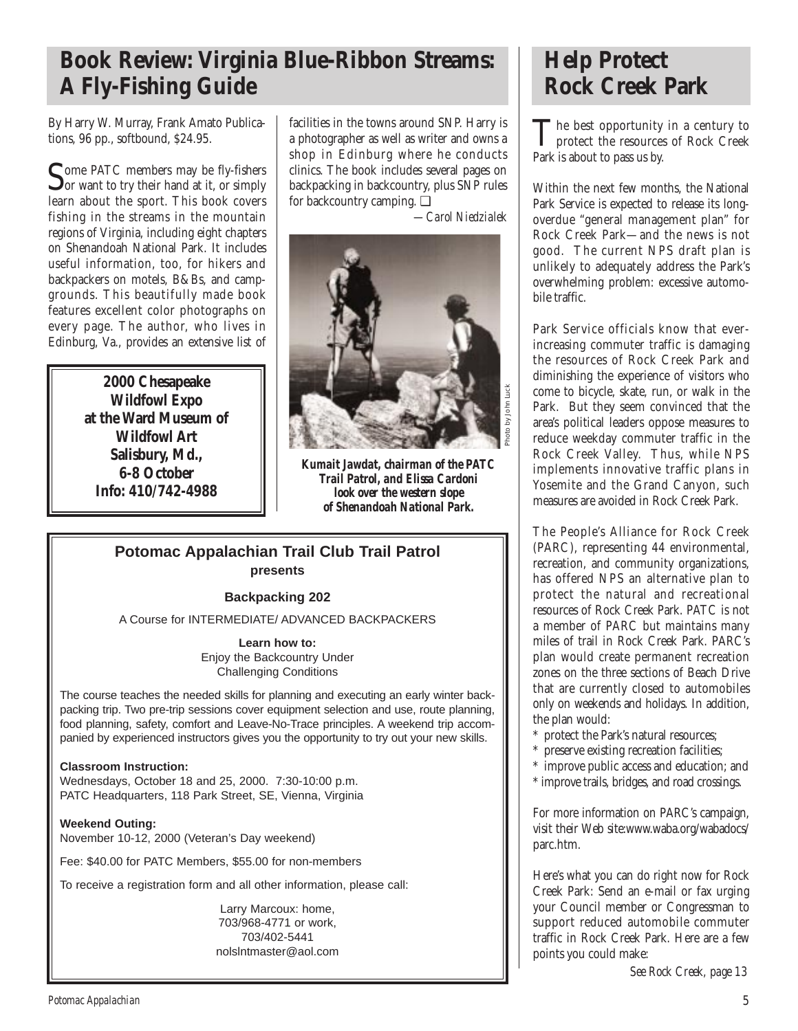## Book Review: Virginia Blue-Ribbon Streams: A Fly-Fishing Guide

By Harry W. Murray, Frank Amato Publications, 96 pp., softbound, $24.95.

Some PATC members may be fly-fishers or want to try their hand at it, or simply learn about the sport. This book covers fishing in the streams in the mountain regions of Virginia, including eight chapters on Shenandoah National Park. It includes useful information, too, for hikers and backpackers on motels, B&Bs, and campgrounds. This beautifully made book features excellent color photographs on every page. The author, who lives in Edinburg, Va., provides an extensive list of facilities in the towns around SNP. Harry is a photographer as well as writer and owns a shop in Edinburg where he conducts clinics. The book includes several pages on backpacking in backcountry, plus SNP rules for backcountry camping. ❑

*—Carol Niedzialek*

**2000 Chesapeake Wildfowl Expo at the Ward Museum of Wildfowl Art Salisbury, Md., 6-8 October Info: 410/742-4988**

*Photo by John Luck*

***Kumait Jawdat, chairman of the PATC Trail Patrol, and Elissa Cardoni look over the western slope of Shenandoah National Park.***

---

### Potomac Appalachian Trail Club Trail Patrol presents

#### Backpacking 202

A Course for INTERMEDIATE/ ADVANCED BACKPACKERS

**Learn how to:**
Enjoy the Backcountry Under Challenging Conditions

The course teaches the needed skills for planning and executing an early winter backpacking trip. Two pre-trip sessions cover equipment selection and use, route planning, food planning, safety, comfort and Leave-No-Trace principles. A weekend trip accompanied by experienced instructors gives you the opportunity to try out your new skills.

**Classroom Instruction:**
Wednesdays, October 18 and 25, 2000. 7:30-10:00 p.m.
PATC Headquarters, 118 Park Street, SE, Vienna, Virginia

**Weekend Outing:**
November 10-12, 2000 (Veteran's Day weekend)

Fee: $40.00 for PATC Members, $55.00 for non-members

To receive a registration form and all other information, please call:

Larry Marcoux: home,
703/968-4771 or work,
703/402-5441
nolslntmaster@aol.com

---

## Help Protect Rock Creek Park

The best opportunity in a century to protect the resources of Rock Creek Park is about to pass us by.

Within the next few months, the National Park Service is expected to release its long-overdue "general management plan" for Rock Creek Park—and the news is not good. The current NPS draft plan is unlikely to adequately address the Park's overwhelming problem: excessive automobile traffic.

Park Service officials know that ever-increasing commuter traffic is damaging the resources of Rock Creek Park and diminishing the experience of visitors who come to bicycle, skate, run, or walk in the Park. But they seem convinced that the area's political leaders oppose measures to reduce weekday commuter traffic in the Rock Creek Valley. Thus, while NPS implements innovative traffic plans in Yosemite and the Grand Canyon, such measures are avoided in Rock Creek Park.

The People's Alliance for Rock Creek (PARC), representing 44 environmental, recreation, and community organizations, has offered NPS an alternative plan to protect the natural and recreational resources of Rock Creek Park. PATC is not a member of PARC but maintains many miles of trail in Rock Creek Park. PARC's plan would create permanent recreation zones on the three sections of Beach Drive that are currently closed to automobiles only on weekends and holidays. In addition, the plan would:

* protect the Park's natural resources;
* preserve existing recreation facilities;
* improve public access and education; and
* improve trails, bridges, and road crossings.

For more information on PARC's campaign, visit their Web site:www.waba.org/wabadocs/parc.htm.

Here's what you can do right now for Rock Creek Park: Send an e-mail or fax urging your Council member or Congressman to support reduced automobile commuter traffic in Rock Creek Park. Here are a few points you could make:

*See Rock Creek, page 13*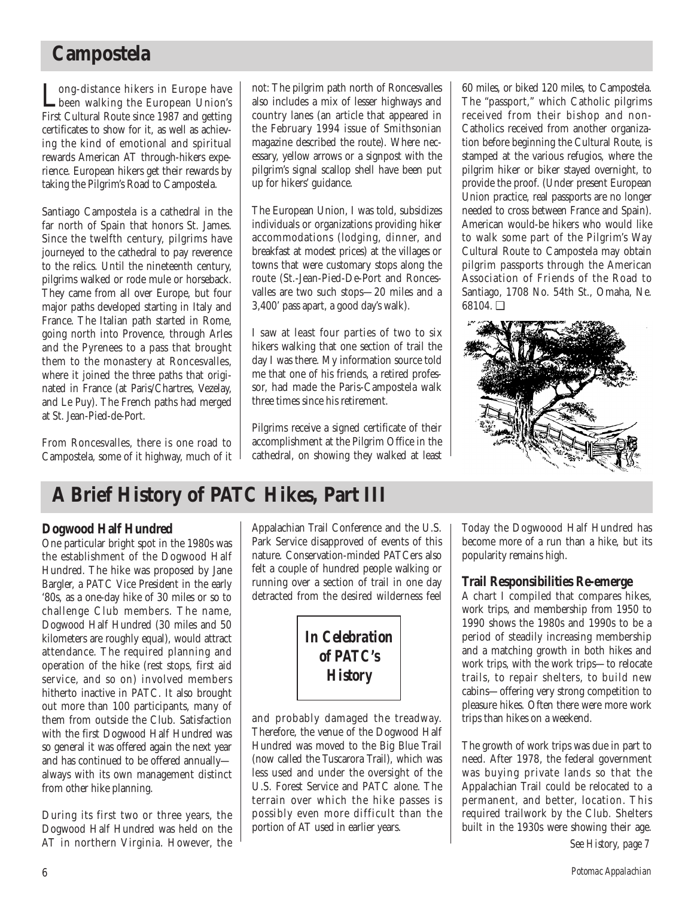## Campostela

Long-distance hikers in Europe have been walking the European Union's First Cultural Route since 1987 and getting certificates to show for it, as well as achieving the kind of emotional and spiritual rewards American AT through-hikers experience. European hikers get their rewards by taking the Pilgrim's Road to Campostela.

Santiago Campostela is a cathedral in the far north of Spain that honors St. James. Since the twelfth century, pilgrims have journeyed to the cathedral to pay reverence to the relics. Until the nineteenth century, pilgrims walked or rode mule or horseback. They came from all over Europe, but four major paths developed starting in Italy and France. The Italian path started in Rome, going north into Provence, through Arles and the Pyrenees to a pass that brought them to the monastery at Roncesvalles, where it joined the three paths that originated in France (at Paris/Chartres, Vezelay, and Le Puy). The French paths had merged at St. Jean-Pied-de-Port.

From Roncesvalles, there is one road to Campostela, some of it highway, much of it not: The pilgrim path north of Roncesvalles also includes a mix of lesser highways and country lanes (an article that appeared in the February 1994 issue of Smithsonian magazine described the route). Where necessary, yellow arrows or a signpost with the pilgrim's signal scallop shell have been put up for hikers' guidance.

The European Union, I was told, subsidizes individuals or organizations providing hiker accommodations (lodging, dinner, and breakfast at modest prices) at the villages or towns that were customary stops along the route (St.-Jean-Pied-De-Port and Roncesvalles are two such stops—20 miles and a 3,400' pass apart, a good day's walk).

I saw at least four parties of two to six hikers walking that one section of trail the day I was there. My information source told me that one of his friends, a retired professor, had made the Paris-Campostela walk three times since his retirement.

Pilgrims receive a signed certificate of their accomplishment at the Pilgrim Office in the cathedral, on showing they walked at least 60 miles, or biked 120 miles, to Campostela. The "passport," which Catholic pilgrims received from their bishop and non-Catholics received from another organization before beginning the Cultural Route, is stamped at the various refugios, where the pilgrim hiker or biker stayed overnight, to provide the proof. (Under present European Union practice, real passports are no longer needed to cross between France and Spain). American would-be hikers who would like to walk some part of the Pilgrim's Way Cultural Route to Campostela may obtain pilgrim passports through the American Association of Friends of the Road to Santiago, 1708 No. 54th St., Omaha, Ne. 68104. ❑

## A Brief History of PATC Hikes, Part III

*In Celebration of PATC's History*

### Dogwood Half Hundred

One particular bright spot in the 1980s was the establishment of the Dogwood Half Hundred. The hike was proposed by Jane Bargler, a PATC Vice President in the early '80s, as a one-day hike of 30 miles or so to challenge Club members. The name, Dogwood Half Hundred (30 miles and 50 kilometers are roughly equal), would attract attendance. The required planning and operation of the hike (rest stops, first aid service, and so on) involved members hitherto inactive in PATC. It also brought out more than 100 participants, many of them from outside the Club. Satisfaction with the first Dogwood Half Hundred was so general it was offered again the next year and has continued to be offered annually—always with its own management distinct from other hike planning.

During its first two or three years, the Dogwood Half Hundred was held on the AT in northern Virginia. However, the Appalachian Trail Conference and the U.S. Park Service disapproved of events of this nature. Conservation-minded PATCers also felt a couple of hundred people walking or running over a section of trail in one day detracted from the desired wilderness feel and probably damaged the treadway. Therefore, the venue of the Dogwood Half Hundred was moved to the Big Blue Trail (now called the Tuscarora Trail), which was less used and under the oversight of the U.S. Forest Service and PATC alone. The terrain over which the hike passes is possibly even more difficult than the portion of AT used in earlier years.

Today the Dogwoood Half Hundred has become more of a run than a hike, but its popularity remains high.

### Trail Responsibilities Re-emerge

A chart I compiled that compares hikes, work trips, and membership from 1950 to 1990 shows the 1980s and 1990s to be a period of steadily increasing membership and a matching growth in both hikes and work trips, with the work trips—to relocate trails, to repair shelters, to build new cabins—offering very strong competition to pleasure hikes. Often there were more work trips than hikes on a weekend.

The growth of work trips was due in part to need. After 1978, the federal government was buying private lands so that the Appalachian Trail could be relocated to a permanent, and better, location. This required trailwork by the Club. Shelters built in the 1930s were showing their age.

*See History, page 7*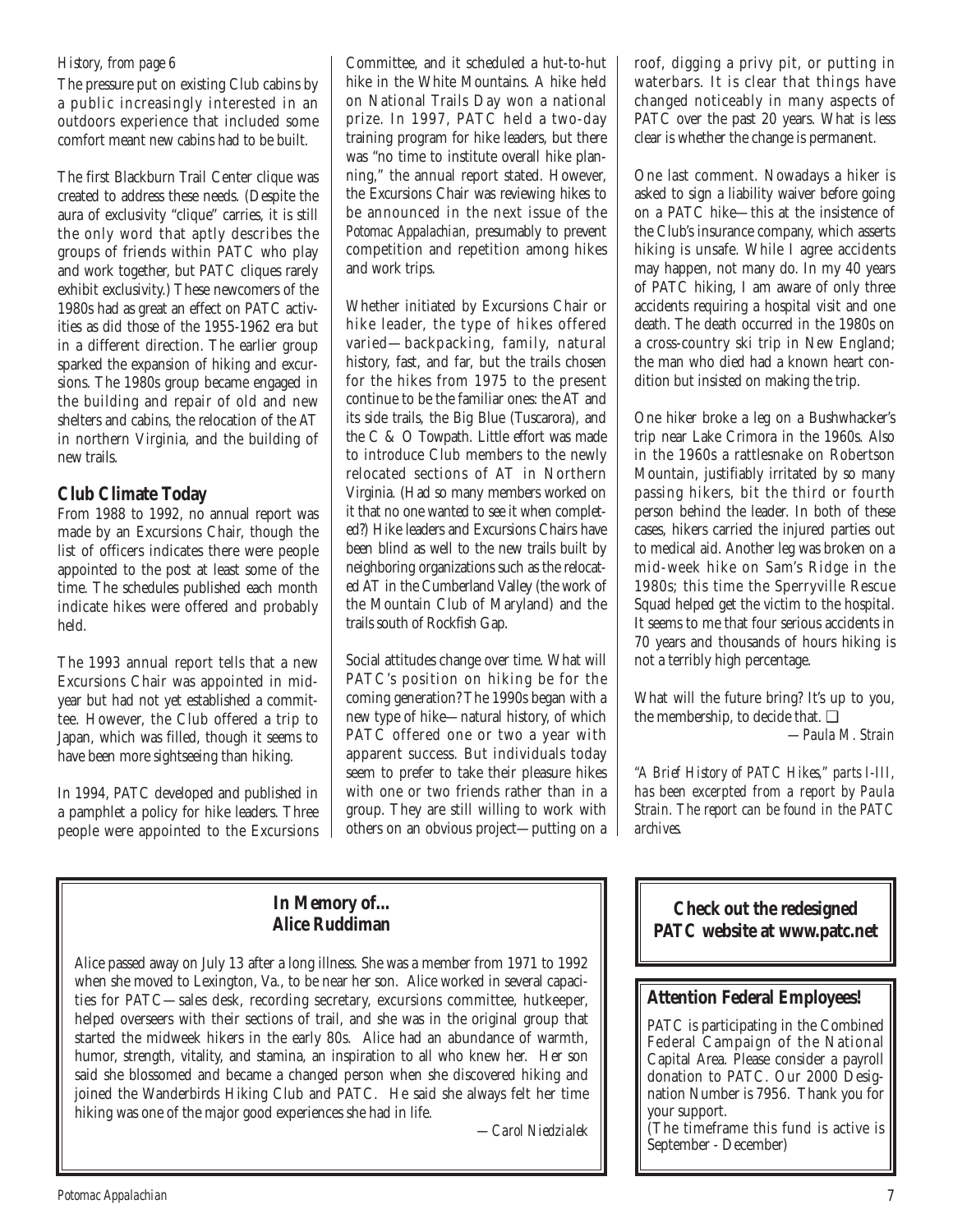*History, from page 6*

The pressure put on existing Club cabins by a public increasingly interested in an outdoors experience that included some comfort meant new cabins had to be built.

The first Blackburn Trail Center clique was created to address these needs. (Despite the aura of exclusivity "clique" carries, it is still the only word that aptly describes the groups of friends within PATC who play and work together, but PATC cliques rarely exhibit exclusivity.) These newcomers of the 1980s had as great an effect on PATC activities as did those of the 1955-1962 era but in a different direction. The earlier group sparked the expansion of hiking and excursions. The 1980s group became engaged in the building and repair of old and new shelters and cabins, the relocation of the AT in northern Virginia, and the building of new trails.

## Club Climate Today

From 1988 to 1992, no annual report was made by an Excursions Chair, though the list of officers indicates there were people appointed to the post at least some of the time. The schedules published each month indicate hikes were offered and probably held.

The 1993 annual report tells that a new Excursions Chair was appointed in midyear but had not yet established a committee. However, the Club offered a trip to Japan, which was filled, though it seems to have been more sightseeing than hiking.

In 1994, PATC developed and published in a pamphlet a policy for hike leaders. Three people were appointed to the Excursions Committee, and it scheduled a hut-to-hut hike in the White Mountains. A hike held on National Trails Day won a national prize. In 1997, PATC held a two-day training program for hike leaders, but there was "no time to institute overall hike planning," the annual report stated. However, the Excursions Chair was reviewing hikes to be announced in the next issue of the *Potomac Appalachian,* presumably to prevent competition and repetition among hikes and work trips.

Whether initiated by Excursions Chair or hike leader, the type of hikes offered varied—backpacking, family, natural history, fast, and far, but the trails chosen for the hikes from 1975 to the present continue to be the familiar ones: the AT and its side trails, the Big Blue (Tuscarora), and the C & O Towpath. Little effort was made to introduce Club members to the newly relocated sections of AT in Northern Virginia. (Had so many members worked on it that no one wanted to see it when completed?) Hike leaders and Excursions Chairs have been blind as well to the new trails built by neighboring organizations such as the relocated AT in the Cumberland Valley (the work of the Mountain Club of Maryland) and the trails south of Rockfish Gap.

Social attitudes change over time. What will PATC's position on hiking be for the coming generation? The 1990s began with a new type of hike—natural history, of which PATC offered one or two a year with apparent success. But individuals today seem to prefer to take their pleasure hikes with one or two friends rather than in a group. They are still willing to work with others on an obvious project—putting on a roof, digging a privy pit, or putting in waterbars. It is clear that things have changed noticeably in many aspects of PATC over the past 20 years. What is less clear is whether the change is permanent.

One last comment. Nowadays a hiker is asked to sign a liability waiver before going on a PATC hike—this at the insistence of the Club's insurance company, which asserts hiking is unsafe. While I agree accidents may happen, not many do. In my 40 years of PATC hiking, I am aware of only three accidents requiring a hospital visit and one death. The death occurred in the 1980s on a cross-country ski trip in New England; the man who died had a known heart condition but insisted on making the trip.

One hiker broke a leg on a Bushwhacker's trip near Lake Crimora in the 1960s. Also in the 1960s a rattlesnake on Robertson Mountain, justifiably irritated by so many passing hikers, bit the third or fourth person behind the leader. In both of these cases, hikers carried the injured parties out to medical aid. Another leg was broken on a mid-week hike on Sam's Ridge in the 1980s; this time the Sperryville Rescue Squad helped get the victim to the hospital. It seems to me that four serious accidents in 70 years and thousands of hours hiking is not a terribly high percentage.

What will the future bring? It's up to you, the membership, to decide that. ❑

*—Paula M. Strain*

*"A Brief History of PATC Hikes," parts I-III, has been excerpted from a report by Paula Strain. The report can be found in the PATC archives.*

### In Memory of... Alice Ruddiman

Alice passed away on July 13 after a long illness. She was a member from 1971 to 1992 when she moved to Lexington, Va., to be near her son. Alice worked in several capacities for PATC—sales desk, recording secretary, excursions committee, hutkeeper, helped overseers with their sections of trail, and she was in the original group that started the midweek hikers in the early 80s. Alice had an abundance of warmth, humor, strength, vitality, and stamina, an inspiration to all who knew her. Her son said she blossomed and became a changed person when she discovered hiking and joined the Wanderbirds Hiking Club and PATC. He said she always felt her time hiking was one of the major good experiences she had in life.

*—Carol Niedzialek*

### Check out the redesigned PATC website at www.patc.net

### Attention Federal Employees!

PATC is participating in the Combined Federal Campaign of the National Capital Area. Please consider a payroll donation to PATC. Our 2000 Designation Number is 7956. Thank you for your support.

(The timeframe this fund is active is September - December)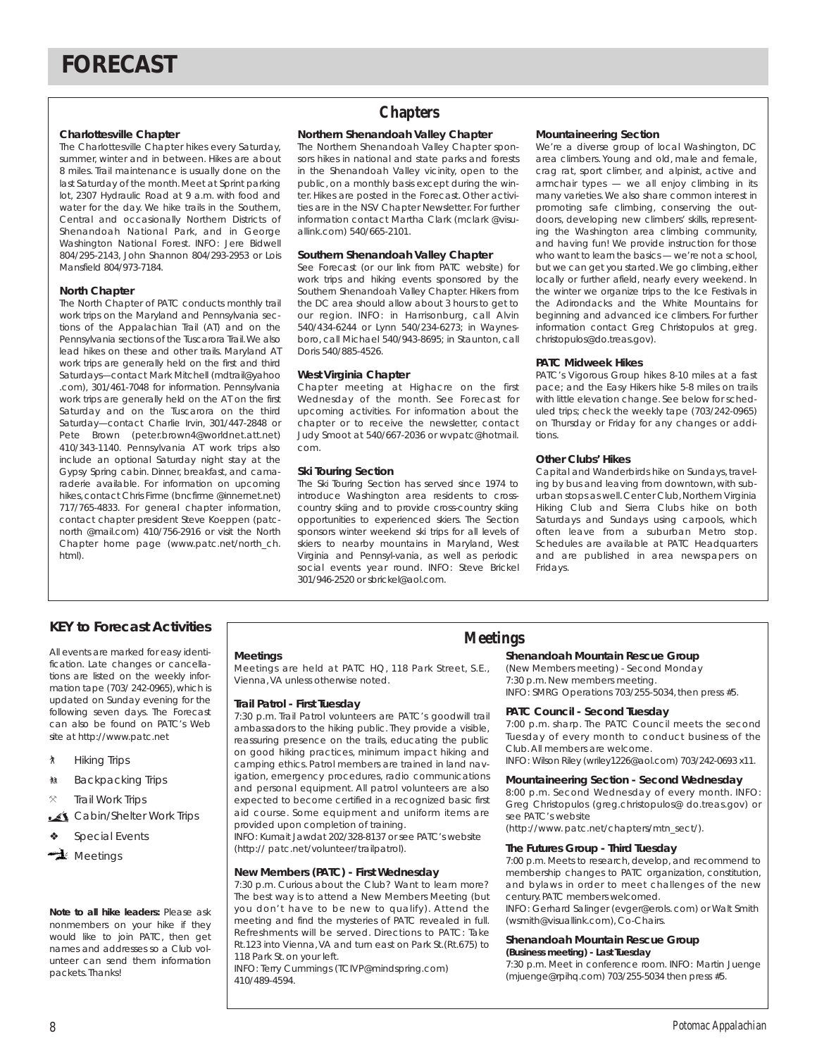# FORECAST

## Chapters

### Charlottesville Chapter

The Charlottesville Chapter hikes every Saturday, summer, winter and in between. Hikes are about 8 miles. Trail maintenance is usually done on the last Saturday of the month. Meet at Sprint parking lot, 2307 Hydraulic Road at 9 a.m. with food and water for the day. We hike trails in the Southern, Central and occasionally Northern Districts of Shenandoah National Park, and in George Washington National Forest. INFO: Jere Bidwell 804/295-2143, John Shannon 804/293-2953 or Lois Mansfield 804/973-7184.

### North Chapter

The North Chapter of PATC conducts monthly trail work trips on the Maryland and Pennsylvania sections of the Appalachian Trail (AT) and on the Pennsylvania sections of the Tuscarora Trail. We also lead hikes on these and other trails. Maryland AT work trips are generally held on the first and third Saturdays—contact Mark Mitchell (mdtrail@yahoo .com), 301/461-7048 for information. Pennsylvania work trips are generally held on the AT on the first Saturday and on the Tuscarora on the third Saturday—contact Charlie Irvin, 301/447-2848 or Pete Brown (peter.brown4@worldnet.att.net) 410/343-1140. Pennsylvania AT work trips also include an optional Saturday night stay at the Gypsy Spring cabin. Dinner, breakfast, and camaraderie available. For information on upcoming hikes, contact Chris Firme (bncfirme @innernet.net) 717/765-4833. For general chapter information, contact chapter president Steve Koeppen (patcnorth @mail.com) 410/756-2916 or visit the North Chapter home page (www.patc.net/north_ch. html).

### Northern Shenandoah Valley Chapter

The Northern Shenandoah Valley Chapter sponsors hikes in national and state parks and forests in the Shenandoah Valley vicinity, open to the public, on a monthly basis except during the winter. Hikes are posted in the Forecast. Other activities are in the NSV Chapter Newsletter. For further information contact Martha Clark (mclark @visuallink.com) 540/665-2101.

### Southern Shenandoah Valley Chapter

See Forecast (or our link from PATC website) for work trips and hiking events sponsored by the Southern Shenandoah Valley Chapter. Hikers from the DC area should allow about 3 hours to get to our region. INFO: in Harrisonburg, call Alvin 540/434-6244 or Lynn 540/234-6273; in Waynesboro, call Michael 540/943-8695; in Staunton, call Doris 540/885-4526.

### West Virginia Chapter

Chapter meeting at Highacre on the first Wednesday of the month. See Forecast for upcoming activities. For information about the chapter or to receive the newsletter, contact Judy Smoot at 540/667-2036 or wvpatc@hotmail. com.

### Ski Touring Section

The Ski Touring Section has served since 1974 to introduce Washington area residents to cross-country skiing and to provide cross-country skiing opportunities to experienced skiers. The Section sponsors winter weekend ski trips for all levels of skiers to nearby mountains in Maryland, West Virginia and Pennsyl-vania, as well as periodic social events year round. INFO: Steve Brickel 301/946-2520 or sbrickel@aol.com.

### Mountaineering Section

We're a diverse group of local Washington, DC area climbers. Young and old, male and female, crag rat, sport climber, and alpinist, active and armchair types — we all enjoy climbing in its many varieties. We also share common interest in promoting safe climbing, conserving the outdoors, developing new climbers' skills, representing the Washington area climbing community, and having fun! We provide instruction for those who want to learn the basics — we're not a school, but we can get you started. We go climbing, either locally or further afield, nearly every weekend. In the winter we organize trips to the Ice Festivals in the Adirondacks and the White Mountains for beginning and advanced ice climbers. For further information contact Greg Christopulos at greg. christopulos@do.treas.gov).

### PATC Midweek Hikes

PATC's Vigorous Group hikes 8-10 miles at a fast pace; and the Easy Hikers hike 5-8 miles on trails with little elevation change. See below for scheduled trips; check the weekly tape (703/242-0965) on Thursday or Friday for any changes or additions.

### Other Clubs' Hikes

Capital and Wanderbirds hike on Sundays, traveling by bus and leaving from downtown, with suburban stops as well. Center Club, Northern Virginia Hiking Club and Sierra Clubs hike on both Saturdays and Sundays using carpools, which often leave from a suburban Metro stop. Schedules are available at PATC Headquarters and are published in area newspapers on Fridays.

## KEY to Forecast Activities

All events are marked for easy identification. Late changes or cancellations are listed on the weekly information tape (703/ 242-0965), which is updated on Sunday evening for the following seven days. The Forecast can also be found on PATC's Web site at http://www.patc.net

- Hiking Trips
- Backpacking Trips
- Trail Work Trips
- Cabin/Shelter Work Trips
- Special Events
- Meetings

**Note to all hike leaders:** Please ask nonmembers on your hike if they would like to join PATC, then get names and addresses so a Club volunteer can send them information packets. Thanks!

## Meetings

### Meetings

Meetings are held at PATC HQ, 118 Park Street, S.E., Vienna, VA unless otherwise noted.

### Trail Patrol - First Tuesday

7:30 p.m. Trail Patrol volunteers are PATC's goodwill trail ambassadors to the hiking public. They provide a visible, reassuring presence on the trails, educating the public on good hiking practices, minimum impact hiking and camping ethics. Patrol members are trained in land navigation, emergency procedures, radio communications and personal equipment. All patrol volunteers are also expected to become certified in a recognized basic first aid course. Some equipment and uniform items are provided upon completion of training.
INFO: Kumait Jawdat 202/328-8137 or see PATC's website (http:// patc.net/volunteer/trailpatrol).

### New Members (PATC) - First Wednesday

7:30 p.m. Curious about the Club? Want to learn more? The best way is to attend a New Members Meeting (but you don't have to be new to qualify). Attend the meeting and find the mysteries of PATC revealed in full. Refreshments will be served. Directions to PATC: Take Rt.123 into Vienna, VA and turn east on Park St.(Rt.675) to 118 Park St. on your left.
INFO: Terry Cummings (TCIVP@mindspring.com) 410/489-4594.

### Shenandoah Mountain Rescue Group

(New Members meeting) - Second Monday
7:30 p.m. New members meeting.
INFO: SMRG Operations 703/255-5034, then press #5.

### PATC Council - Second Tuesday

7:00 p.m. sharp. The PATC Council meets the second Tuesday of every month to conduct business of the Club. All members are welcome.
INFO: Wilson Riley (wriley1226@aol.com) 703/242-0693 x11.

### Mountaineering Section - Second Wednesday

8:00 p.m. Second Wednesday of every month. INFO: Greg Christopulos (greg.christopulos@ do.treas.gov) or see PATC's website (http://www. patc.net/chapters/mtn_sect/).

### The Futures Group - Third Tuesday

7:00 p.m. Meets to research, develop, and recommend to membership changes to PATC organization, constitution, and bylaws in order to meet challenges of the new century. PATC members welcomed.
INFO: Gerhard Salinger (evger@erols. com) or Walt Smith (wsmith@visuallink.com), Co-Chairs.

### Shenandoah Mountain Rescue Group

**(Business meeting) - Last Tuesday**

7:30 p.m. Meet in conference room. INFO: Martin Juenge (mjuenge@rpihq.com) 703/255-5034 then press #5.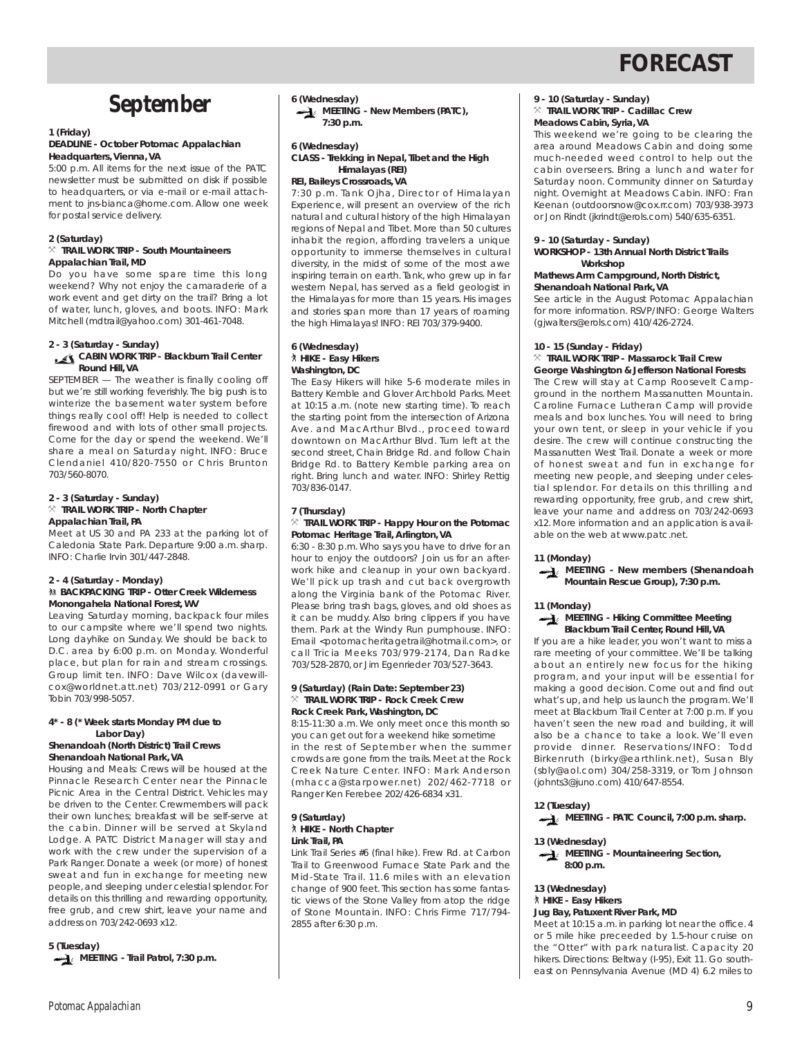# FORECAST

## September

**1 (Friday)**
**DEADLINE - October Potomac Appalachian Headquarters, Vienna, VA**
5:00 p.m. All items for the next issue of the PATC newsletter must be submitted on disk if possible to headquarters, or via e-mail or e-mail attachment to jns-bianca@home.com. Allow one week for postal service delivery.

**2 (Saturday)**
**TRAIL WORK TRIP - South Mountaineers Appalachian Trail, MD**
Do you have some spare time this long weekend? Why not enjoy the camaraderie of a work event and get dirty on the trail? Bring a lot of water, lunch, gloves, and boots. INFO: Mark Mitchell (mdtrail@yahoo.com) 301-461-7048.

**2 - 3 (Saturday - Sunday)**
**CABIN WORK TRIP - Blackburn Trail Center Round Hill, VA**
SEPTEMBER — The weather is finally cooling off but we're still working feverishly. The big push is to winterize the basement water system before things really cool off! Help is needed to collect firewood and with lots of other small projects. Come for the day or spend the weekend. We'll share a meal on Saturday night. INFO: Bruce Clendaniel 410/820-7550 or Chris Brunton 703/560-8070.

**2 - 3 (Saturday - Sunday)**
**TRAIL WORK TRIP - North Chapter Appalachian Trail, PA**
Meet at US 30 and PA 233 at the parking lot of Caledonia State Park. Departure 9:00 a.m. sharp. INFO: Charlie Irvin 301/447-2848.

**2 - 4 (Saturday - Monday)**
**BACKPACKING TRIP - Otter Creek Wilderness Monongahela National Forest, WV**
Leaving Saturday morning, backpack four miles to our campsite where we'll spend two nights. Long dayhike on Sunday. We should be back to D.C. area by 6:00 p.m. on Monday. Wonderful place, but plan for rain and stream crossings. Group limit ten. INFO: Dave Wilcox (davewillcox@worldnet.att.net) 703/212-0991 or Gary Tobin 703/998-5057.

**4* - 8 (* Week starts Monday PM due to Labor Day)**
**Shenandoah (North District) Trail Crews Shenandoah National Park, VA**
Housing and Meals: Crews will be housed at the Pinnacle Research Center near the Pinnacle Picnic Area in the Central District. Vehicles may be driven to the Center. Crewmembers will pack their own lunches; breakfast will be self-serve at the cabin. Dinner will be served at Skyland Lodge. A PATC District Manager will stay and work with the crew under the supervision of a Park Ranger. Donate a week (or more) of honest sweat and fun in exchange for meeting new people, and sleeping under celestial splendor. For details on this thrilling and rewarding opportunity, free grub, and crew shirt, leave your name and address on 703/242-0693 x12.

**5 (Tuesday)**
**MEETING - Trail Patrol, 7:30 p.m.**

**6 (Wednesday)**
**MEETING - New Members (PATC), 7:30 p.m.**

**6 (Wednesday)**
**CLASS - Trekking in Nepal, Tibet and the High Himalayas (REI)**
**REI, Baileys Crossroads, VA**
7:30 p.m. Tank Ojha, Director of Himalayan Experience, will present an overview of the rich natural and cultural history of the high Himalayan regions of Nepal and Tibet. More than 50 cultures inhabit the region, affording travelers a unique opportunity to immerse themselves in cultural diversity, in the midst of some of the most awe inspiring terrain on earth. Tank, who grew up in far western Nepal, has served as a field geologist in the Himalayas for more than 15 years. His images and stories span more than 17 years of roaming the high Himalayas! INFO: REI 703/379-9400.

**6 (Wednesday)**
**HIKE - Easy Hikers**
**Washington, DC**
The Easy Hikers will hike 5-6 moderate miles in Battery Kemble and Glover Archbold Parks. Meet at 10:15 a.m. (note new starting time). To reach the starting point from the intersection of Arizona Ave. and MacArthur Blvd., proceed toward downtown on MacArthur Blvd. Turn left at the second street, Chain Bridge Rd. and follow Chain Bridge Rd. to Battery Kemble parking area on right. Bring lunch and water. INFO: Shirley Rettig 703/836-0147.

**7 (Thursday)**
**TRAIL WORK TRIP - Happy Hour on the Potomac Potomac Heritage Trail, Arlington, VA**
6:30 - 8:30 p.m. Who says you have to drive for an hour to enjoy the outdoors? Join us for an after-work hike and cleanup in your own backyard. We'll pick up trash and cut back overgrowth along the Virginia bank of the Potomac River. Please bring trash bags, gloves, and old shoes as it can be muddy. Also bring clippers if you have them. Park at the Windy Run pumphouse. INFO: Email <potomacheritagetrail@hotmail.com>, or call Tricia Meeks 703/979-2174, Dan Radke 703/528-2870, or Jim Egenrieder 703/527-3643.

**9 (Saturday) (Rain Date: September 23)**
**TRAIL WORK TRIP - Rock Creek Crew**
**Rock Creek Park, Washington, DC**
8:15-11:30 a.m. We only meet once this month so you can get out for a weekend hike sometime in the rest of September when the summer crowds are gone from the trails. Meet at the Rock Creek Nature Center. INFO: Mark Anderson (mhacca@starpower.net) 202/462-7718 or Ranger Ken Ferebee 202/426-6834 x31.

**9 (Saturday)**
**HIKE - North Chapter**
**Link Trail, PA**
Link Trail Series #6 (final hike). Frew Rd. at Carbon Trail to Greenwood Furnace State Park and the Mid-State Trail. 11.6 miles with an elevation change of 900 feet. This section has some fantastic views of the Stone Valley from atop the ridge of Stone Mountain. INFO: Chris Firme 717/794-2855 after 6:30 p.m.

**9 - 10 (Saturday - Sunday)**
**TRAIL WORK TRIP - Cadillac Crew**
**Meadows Cabin, Syria, VA**
This weekend we're going to be clearing the area around Meadows Cabin and doing some much-needed weed control to help out the cabin overseers. Bring a lunch and water for Saturday noon. Community dinner on Saturday night. Overnight at Meadows Cabin. INFO: Fran Keenan (outdoorsnow@cox.rr.com) 703/938-3973 or Jon Rindt (jkrindt@erols.com) 540/635-6351.

**9 - 10 (Saturday - Sunday)**
**WORKSHOP - 13th Annual North District Trails Workshop**
**Mathews Arm Campground, North District, Shenandoah National Park, VA**
See article in the August Potomac Appalachian for more information. RSVP/INFO: George Walters (gjwalters@erols.com) 410/426-2724.

**10 - 15 (Sunday - Friday)**
**TRAIL WORK TRIP - Massarock Trail Crew**
**George Washington & Jefferson National Forests**
The Crew will stay at Camp Roosevelt Campground in the northern Massanutten Mountain. Caroline Furnace Lutheran Camp will provide meals and box lunches. You will need to bring your own tent, or sleep in your vehicle if you desire. The crew will continue constructing the Massanutten West Trail. Donate a week or more of honest sweat and fun in exchange for meeting new people, and sleeping under celestial splendor. For details on this thrilling and rewarding opportunity, free grub, and crew shirt, leave your name and address on 703/242-0693 x12. More information and an application is available on the web at www.patc.net.

**11 (Monday)**
**MEETING - New members (Shenandoah Mountain Rescue Group), 7:30 p.m.**

**11 (Monday)**
**MEETING - Hiking Committee Meeting Blackburn Trail Center, Round Hill, VA**
If you are a hike leader, you won't want to miss a rare meeting of your committee. We'll be talking about an entirely new focus for the hiking program, and your input will be essential for making a good decision. Come out and find out what's up, and help us launch the program. We'll meet at Blackburn Trail Center at 7:00 p.m. If you haven't seen the new road and building, it will also be a chance to take a look. We'll even provide dinner. Reservations/INFO: Todd Birkenruth (birky@earthlink.net), Susan Bly (sbly@aol.com) 304/258-3319, or Tom Johnson (johnts3@juno.com) 410/647-8554.

**12 (Tuesday)**
**MEETING - PATC Council, 7:00 p.m. sharp.**

**13 (Wednesday)**
**MEETING - Mountaineering Section, 8:00 p.m.**

**13 (Wednesday)**
**HIKE - Easy Hikers**
**Jug Bay, Patuxent River Park, MD**
Meet at 10:15 a.m. in parking lot near the office. 4 or 5 mile hike preceeded by 1.5-hour cruise on the "Otter" with park naturalist. Capacity 20 hikers. Directions: Beltway (I-95), Exit 11. Go southeast on Pennsylvania Avenue (MD 4) 6.2 miles to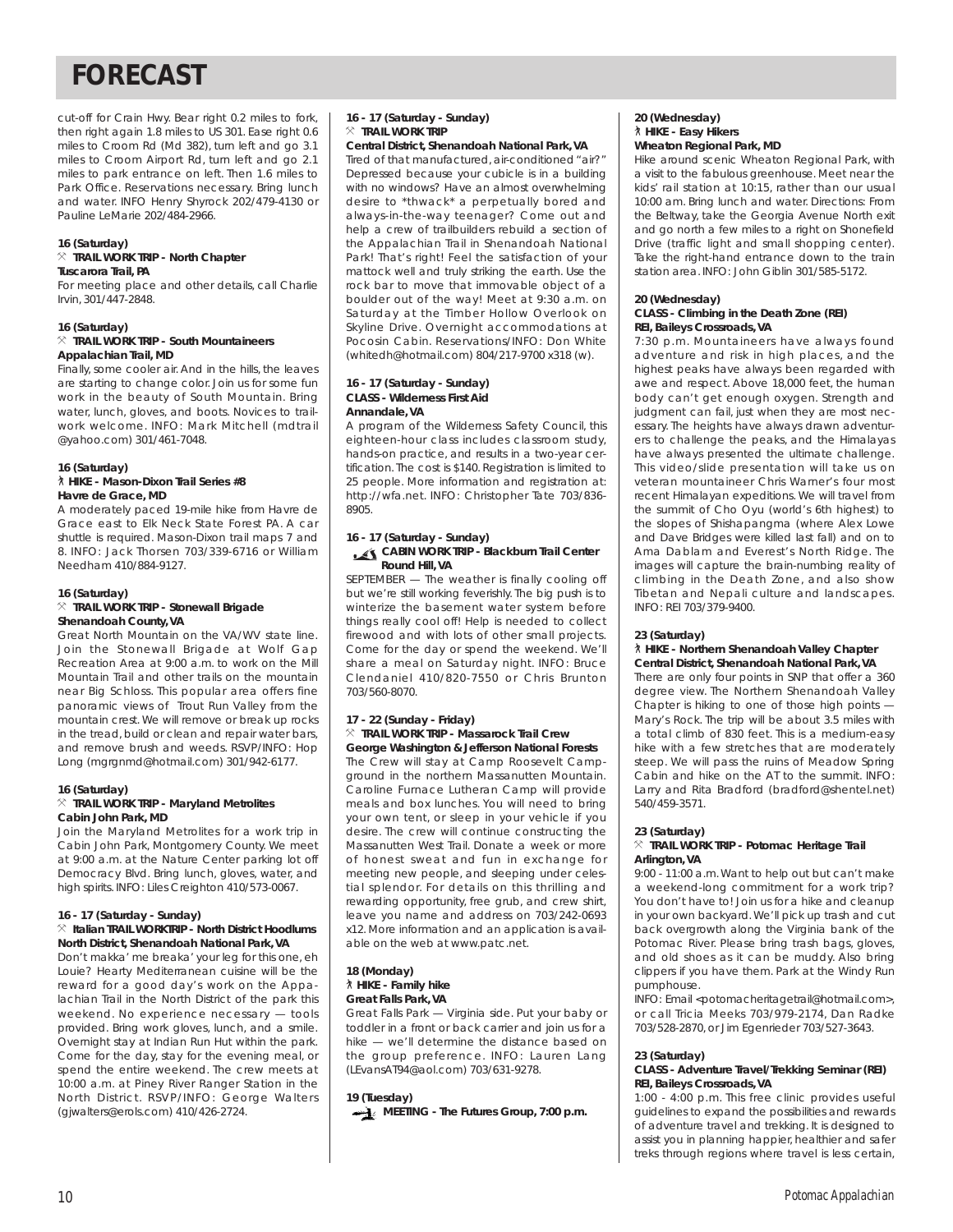# FORECAST

cut-off for Crain Hwy. Bear right 0.2 miles to fork, then right again 1.8 miles to US 301. Ease right 0.6 miles to Croom Rd (Md 382), turn left and go 3.1 miles to Croom Airport Rd, turn left and go 2.1 miles to park entrance on left. Then 1.6 miles to Park Office. Reservations necessary. Bring lunch and water. INFO Henry Shyrock 202/479-4130 or Pauline LeMarie 202/484-2966.

**16 (Saturday)**
**TRAIL WORK TRIP - North Chapter**
**Tuscarora Trail, PA**
For meeting place and other details, call Charlie Irvin, 301/447-2848.

**16 (Saturday)**
**TRAIL WORK TRIP - South Mountaineers**
**Appalachian Trail, MD**
Finally, some cooler air. And in the hills, the leaves are starting to change color. Join us for some fun work in the beauty of South Mountain. Bring water, lunch, gloves, and boots. Novices to trail-work welcome. INFO: Mark Mitchell (mdtrail @yahoo.com) 301/461-7048.

**16 (Saturday)**
**HIKE - Mason-Dixon Trail Series #8**
**Havre de Grace, MD**
A moderately paced 19-mile hike from Havre de Grace east to Elk Neck State Forest PA. A car shuttle is required. Mason-Dixon trail maps 7 and 8. INFO: Jack Thorsen 703/339-6716 or William Needham 410/884-9127.

**16 (Saturday)**
**TRAIL WORK TRIP - Stonewall Brigade**
**Shenandoah County, VA**
Great North Mountain on the VA/WV state line. Join the Stonewall Brigade at Wolf Gap Recreation Area at 9:00 a.m. to work on the Mill Mountain Trail and other trails on the mountain near Big Schloss. This popular area offers fine panoramic views of Trout Run Valley from the mountain crest. We will remove or break up rocks in the tread, build or clean and repair water bars, and remove brush and weeds. RSVP/INFO: Hop Long (mgrgnmd@hotmail.com) 301/942-6177.

**16 (Saturday)**
**TRAIL WORK TRIP - Maryland Metrolites**
**Cabin John Park, MD**
Join the Maryland Metrolites for a work trip in Cabin John Park, Montgomery County. We meet at 9:00 a.m. at the Nature Center parking lot off Democracy Blvd. Bring lunch, gloves, water, and high spirits. INFO: Liles Creighton 410/573-0067.

**16 - 17 (Saturday - Sunday)**
**Italian TRAIL WORKTRIP - North District Hoodlums**
**North District, Shenandoah National Park, VA**
Don't makka' me breaka' your leg for this one, eh Louie? Hearty Mediterranean cuisine will be the reward for a good day's work on the Appalachian Trail in the North District of the park this weekend. No experience necessary — tools provided. Bring work gloves, lunch, and a smile. Overnight stay at Indian Run Hut within the park. Come for the day, stay for the evening meal, or spend the entire weekend. The crew meets at 10:00 a.m. at Piney River Ranger Station in the North District. RSVP/INFO: George Walters (gjwalters@erols.com) 410/426-2724.

**16 - 17 (Saturday - Sunday)**
**TRAIL WORK TRIP**
**Central District, Shenandoah National Park, VA**
Tired of that manufactured, air-conditioned "air?" Depressed because your cubicle is in a building with no windows? Have an almost overwhelming desire to *thwack* a perpetually bored and always-in-the-way teenager? Come out and help a crew of trailbuilders rebuild a section of the Appalachian Trail in Shenandoah National Park! That's right! Feel the satisfaction of your mattock well and truly striking the earth. Use the rock bar to move that immovable object of a boulder out of the way! Meet at 9:30 a.m. on Saturday at the Timber Hollow Overlook on Skyline Drive. Overnight accommodations at Pocosin Cabin. Reservations/INFO: Don White (whitedh@hotmail.com) 804/217-9700 x318 (w).

**16 - 17 (Saturday - Sunday)**
**CLASS - Wilderness First Aid**
**Annandale, VA**
A program of the Wilderness Safety Council, this eighteen-hour class includes classroom study, hands-on practice, and results in a two-year certification. The cost is $140. Registration is limited to 25 people. More information and registration at: http://wfa.net. INFO: Christopher Tate 703/836-8905.

**16 - 17 (Saturday - Sunday)**
**CABIN WORK TRIP - Blackburn Trail Center**
**Round Hill, VA**
SEPTEMBER — The weather is finally cooling off but we're still working feverishly. The big push is to winterize the basement water system before things really cool off! Help is needed to collect firewood and with lots of other small projects. Come for the day or spend the weekend. We'll share a meal on Saturday night. INFO: Bruce Clendaniel 410/820-7550 or Chris Brunton 703/560-8070.

**17 - 22 (Sunday - Friday)**
**TRAIL WORK TRIP - Massarock Trail Crew**
**George Washington & Jefferson National Forests**
The Crew will stay at Camp Roosevelt Campground in the northern Massanutten Mountain. Caroline Furnace Lutheran Camp will provide meals and box lunches. You will need to bring your own tent, or sleep in your vehicle if you desire. The crew will continue constructing the Massanutten West Trail. Donate a week or more of honest sweat and fun in exchange for meeting new people, and sleeping under celestial splendor. For details on this thrilling and rewarding opportunity, free grub, and crew shirt, leave you name and address on 703/242-0693 x12. More information and an application is available on the web at www.patc.net.

**18 (Monday)**
**HIKE - Family hike**
**Great Falls Park, VA**
Great Falls Park — Virginia side. Put your baby or toddler in a front or back carrier and join us for a hike — we'll determine the distance based on the group preference. INFO: Lauren Lang (LEvansAT94@aol.com) 703/631-9278.

**19 (Tuesday)**
**MEETING - The Futures Group, 7:00 p.m.**

**20 (Wednesday)**
**HIKE - Easy Hikers**
**Wheaton Regional Park, MD**
Hike around scenic Wheaton Regional Park, with a visit to the fabulous greenhouse. Meet near the kids' rail station at 10:15, rather than our usual 10:00 am. Bring lunch and water. Directions: From the Beltway, take the Georgia Avenue North exit and go north a few miles to a right on Shonefield Drive (traffic light and small shopping center). Take the right-hand entrance down to the train station area. INFO: John Giblin 301/585-5172.

**20 (Wednesday)**
**CLASS - Climbing in the Death Zone (REI)**
**REI, Baileys Crossroads, VA**
7:30 p.m. Mountaineers have always found adventure and risk in high places, and the highest peaks have always been regarded with awe and respect. Above 18,000 feet, the human body can't get enough oxygen. Strength and judgment can fail, just when they are most necessary. The heights have always drawn adventurers to challenge the peaks, and the Himalayas have always presented the ultimate challenge. This video/slide presentation will take us on veteran mountaineer Chris Warner's four most recent Himalayan expeditions. We will travel from the summit of Cho Oyu (world's 6th highest) to the slopes of Shishapangma (where Alex Lowe and Dave Bridges were killed last fall) and on to Ama Dablam and Everest's North Ridge. The images will capture the brain-numbing reality of climbing in the Death Zone, and also show Tibetan and Nepali culture and landscapes. INFO: REI 703/379-9400.

**23 (Saturday)**
**HIKE - Northern Shenandoah Valley Chapter**
**Central District, Shenandoah National Park, VA**
There are only four points in SNP that offer a 360 degree view. The Northern Shenandoah Valley Chapter is hiking to one of those high points — Mary's Rock. The trip will be about 3.5 miles with a total climb of 830 feet. This is a medium-easy hike with a few stretches that are moderately steep. We will pass the ruins of Meadow Spring Cabin and hike on the AT to the summit. INFO: Larry and Rita Bradford (bradford@shentel.net) 540/459-3571.

**23 (Saturday)**
**TRAIL WORK TRIP - Potomac Heritage Trail**
**Arlington, VA**
9:00 - 11:00 a.m. Want to help out but can't make a weekend-long commitment for a work trip? You don't have to! Join us for a hike and cleanup in your own backyard. We'll pick up trash and cut back overgrowth along the Virginia bank of the Potomac River. Please bring trash bags, gloves, and old shoes as it can be muddy. Also bring clippers if you have them. Park at the Windy Run pumphouse.
INFO: Email <potomacheritagetrail@hotmail.com>, or call Tricia Meeks 703/979-2174, Dan Radke 703/528-2870, or Jim Egenrieder 703/527-3643.

**23 (Saturday)**
**CLASS - Adventure Travel/Trekking Seminar (REI)**
**REI, Baileys Crossroads, VA**
1:00 - 4:00 p.m. This free clinic provides useful guidelines to expand the possibilities and rewards of adventure travel and trekking. It is designed to assist you in planning happier, healthier and safer treks through regions where travel is less certain,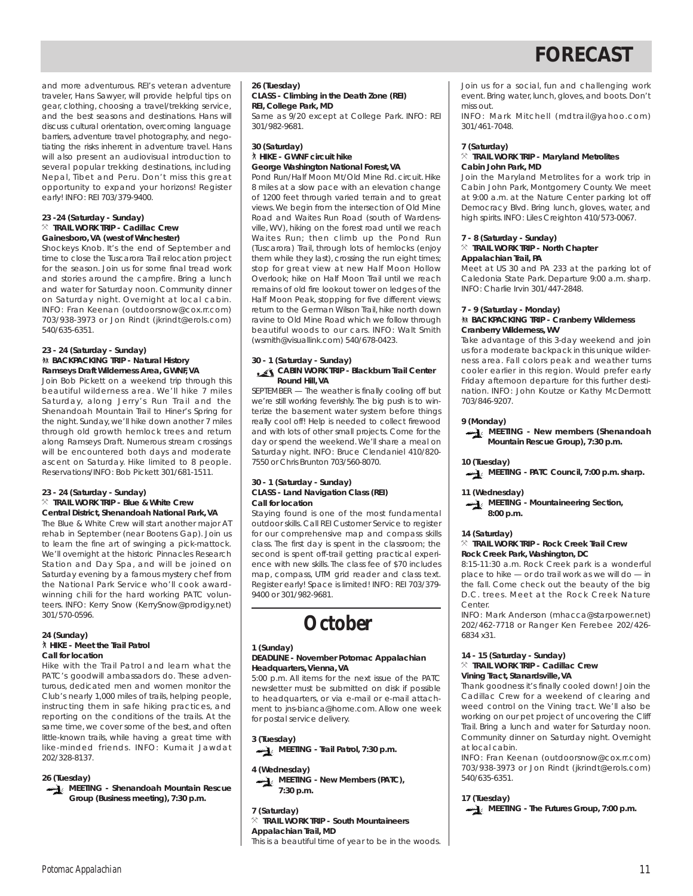# FORECAST

and more adventurous. REI's veteran adventure traveler, Hans Sawyer, will provide helpful tips on gear, clothing, choosing a travel/trekking service, and the best seasons and destinations. Hans will discuss cultural orientation, overcoming language barriers, adventure travel photography, and negotiating the risks inherent in adventure travel. Hans will also present an audiovisual introduction to several popular trekking destinations, including Nepal, Tibet and Peru. Don't miss this great opportunity to expand your horizons! Register early! INFO: REI 703/379-9400.

**23 -24 (Saturday - Sunday)**
**TRAIL WORK TRIP - Cadillac Crew**
**Gainesboro, VA (west of Winchester)**
Shockeys Knob. It's the end of September and time to close the Tuscarora Trail relocation project for the season. Join us for some final tread work and stories around the campfire. Bring a lunch and water for Saturday noon. Community dinner on Saturday night. Overnight at local cabin. INFO: Fran Keenan (outdoorsnow@cox.rr.com) 703/938-3973 or Jon Rindt (jkrindt@erols.com) 540/635-6351.

**23 - 24 (Saturday - Sunday)**
**BACKPACKING TRIP - Natural History**
**Ramseys Draft Wilderness Area, GWNF, VA**
Join Bob Pickett on a weekend trip through this beautiful wilderness area. We'll hike 7 miles Saturday, along Jerry's Run Trail and the Shenandoah Mountain Trail to Hiner's Spring for the night. Sunday, we'll hike down another 7 miles through old growth hemlock trees and return along Ramseys Draft. Numerous stream crossings will be encountered both days and moderate ascent on Saturday. Hike limited to 8 people. Reservations/INFO: Bob Pickett 301/681-1511.

**23 - 24 (Saturday - Sunday)**
**TRAIL WORK TRIP - Blue & White Crew**
**Central District, Shenandoah National Park, VA**
The Blue & White Crew will start another major AT rehab in September (near Bootens Gap). Join us to learn the fine art of swinging a pick-mattock. We'll overnight at the historic Pinnacles Research Station and Day Spa, and will be joined on Saturday evening by a famous mystery chef from the National Park Service who'll cook award-winning chili for the hard working PATC volunteers. INFO: Kerry Snow (KerrySnow@prodigy.net) 301/570-0596.

**24 (Sunday)**
**HIKE - Meet the Trail Patrol**
**Call for location**
Hike with the Trail Patrol and learn what the PATC's goodwill ambassadors do. These adventurous, dedicated men and women monitor the Club's nearly 1,000 miles of trails, helping people, instructing them in safe hiking practices, and reporting on the conditions of the trails. At the same time, we cover some of the best, and often little-known trails, while having a great time with like-minded friends. INFO: Kumait Jawdat 202/328-8137.

**26 (Tuesday)**
**MEETING - Shenandoah Mountain Rescue Group (Business meeting), 7:30 p.m.**

**26 (Tuesday)**
**CLASS - Climbing in the Death Zone (REI)**
**REI, College Park, MD**
Same as 9/20 except at College Park. INFO: REI 301/982-9681.

**30 (Saturday)**
**HIKE - GWNF circuit hike**
**George Washington National Forest, VA**
Pond Run/Half Moon Mt/Old Mine Rd. circuit. Hike 8 miles at a slow pace with an elevation change of 1200 feet through varied terrain and to great views. We begin from the intersection of Old Mine Road and Waites Run Road (south of Wardensville, WV), hiking on the forest road until we reach Waites Run; then climb up the Pond Run (Tuscarora) Trail, through lots of hemlocks (enjoy them while they last), crossing the run eight times; stop for great view at new Half Moon Hollow Overlook; hike on Half Moon Trail until we reach remains of old fire lookout tower on ledges of the Half Moon Peak, stopping for five different views; return to the German Wilson Trail, hike north down ravine to Old Mine Road which we follow through beautiful woods to our cars. INFO: Walt Smith (wsmith@visuallink.com) 540/678-0423.

**30 - 1 (Saturday - Sunday)**
**CABIN WORK TRIP - Blackburn Trail Center**
**Round Hill, VA**
SEPTEMBER — The weather is finally cooling off but we're still working feverishly. The big push is to winterize the basement water system before things really cool off! Help is needed to collect firewood and with lots of other small projects. Come for the day or spend the weekend. We'll share a meal on Saturday night. INFO: Bruce Clendaniel 410/820-7550 or Chris Brunton 703/560-8070.

**30 - 1 (Saturday - Sunday)**
**CLASS - Land Navigation Class (REI)**
**Call for location**
Staying found is one of the most fundamental outdoor skills. Call REI Customer Service to register for our comprehensive map and compass skills class. The first day is spent in the classroom; the second is spent off-trail getting practical experience with new skills. The class fee of $70 includes map, compass, UTM grid reader and class text. Register early! Space is limited! INFO: REI 703/379-9400 or 301/982-9681.

## October

**1 (Sunday)**
**DEADLINE - November Potomac Appalachian Headquarters, Vienna, VA**
5:00 p.m. All items for the next issue of the PATC newsletter must be submitted on disk if possible to headquarters, or via e-mail or e-mail attachment to jns-bianca@home.com. Allow one week for postal service delivery.

**3 (Tuesday)**
**MEETING - Trail Patrol, 7:30 p.m.**

**4 (Wednesday)**
**MEETING - New Members (PATC), 7:30 p.m.**

**7 (Saturday)**
**TRAIL WORK TRIP - South Mountaineers**
**Appalachian Trail, MD**
This is a beautiful time of year to be in the woods. Join us for a social, fun and challenging work event. Bring water, lunch, gloves, and boots. Don't miss out.
INFO: Mark Mitchell (mdtrail@yahoo.com) 301/461-7048.

**7 (Saturday)**
**TRAIL WORK TRIP - Maryland Metrolites**
**Cabin John Park, MD**
Join the Maryland Metrolites for a work trip in Cabin John Park, Montgomery County. We meet at 9:00 a.m. at the Nature Center parking lot off Democracy Blvd. Bring lunch, gloves, water, and high spirits. INFO: Liles Creighton 410/573-0067.

**7 - 8 (Saturday - Sunday)**
**TRAIL WORK TRIP - North Chapter**
**Appalachian Trail, PA**
Meet at US 30 and PA 233 at the parking lot of Caledonia State Park. Departure 9:00 a.m. sharp. INFO: Charlie Irvin 301/447-2848.

**7 - 9 (Saturday - Monday)**
**BACKPACKING TRIP - Cranberry Wilderness**
**Cranberry Wilderness, WV**
Take advantage of this 3-day weekend and join us for a moderate backpack in this unique wilderness area. Fall colors peak and weather turns cooler earlier in this region. Would prefer early Friday afternoon departure for this further destination. INFO: John Koutze or Kathy McDermott 703/846-9207.

**9 (Monday)**
**MEETING - New members (Shenandoah Mountain Rescue Group), 7:30 p.m.**

**10 (Tuesday)**
**MEETING - PATC Council, 7:00 p.m. sharp.**

**11 (Wednesday)**
**MEETING - Mountaineering Section, 8:00 p.m.**

**14 (Saturday)**
**TRAIL WORK TRIP - Rock Creek Trail Crew**
**Rock Creek Park, Washington, DC**
8:15-11:30 a.m. Rock Creek park is a wonderful place to hike — or do trail work as we will do — in the fall. Come check out the beauty of the big D.C. trees. Meet at the Rock Creek Nature Center.
INFO: Mark Anderson (mhacca@starpower.net) 202/462-7718 or Ranger Ken Ferebee 202/426-6834 x31.

**14 - 15 (Saturday - Sunday)**
**TRAIL WORK TRIP - Cadillac Crew**
**Vining Tract, Stanardsville, VA**
Thank goodness it's finally cooled down! Join the Cadillac Crew for a weekend of clearing and weed control on the Vining tract. We'll also be working on our pet project of uncovering the Cliff Trail. Bring a lunch and water for Saturday noon. Community dinner on Saturday night. Overnight at local cabin.
INFO: Fran Keenan (outdoorsnow@cox.rr.com) 703/938-3973 or Jon Rindt (jkrindt@erols.com) 540/635-6351.

**17 (Tuesday)**
**MEETING - The Futures Group, 7:00 p.m.**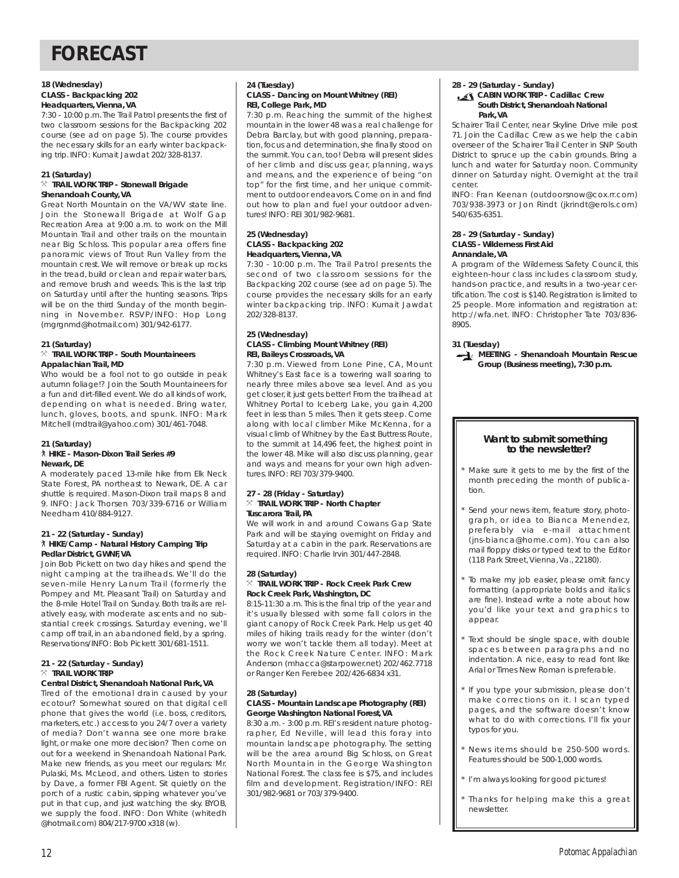# FORECAST

**18 (Wednesday)**
**CLASS - Backpacking 202**
**Headquarters, Vienna, VA**

7:30 - 10:00 p.m. The Trail Patrol presents the first of two classroom sessions for the Backpacking 202 course (see ad on page 5). The course provides the necessary skills for an early winter backpacking trip. INFO: Kumait Jawdat 202/328-8137.

**21 (Saturday)**
**TRAIL WORK TRIP - Stonewall Brigade**
**Shenandoah County, VA**

Great North Mountain on the VA/WV state line. Join the Stonewall Brigade at Wolf Gap Recreation Area at 9:00 a.m. to work on the Mill Mountain Trail and other trails on the mountain near Big Schloss. This popular area offers fine panoramic views of Trout Run Valley from the mountain crest. We will remove or break up rocks in the tread, build or clean and repair water bars, and remove brush and weeds. This is the last trip on Saturday until after the hunting seasons. Trips will be on the third Sunday of the month beginning in November. RSVP/INFO: Hop Long (mgrgnmd@hotmail.com) 301/942-6177.

**21 (Saturday)**
**TRAIL WORK TRIP - South Mountaineers**
**Appalachian Trail, MD**

Who would be a fool not to go outside in peak autumn foliage!? Join the South Mountaineers for a fun and dirt-filled event. We do all kinds of work, depending on what is needed. Bring water, lunch, gloves, boots, and spunk. INFO: Mark Mitchell (mdtrail@yahoo.com) 301/461-7048.

**21 (Saturday)**
**HIKE - Mason-Dixon Trail Series #9**
**Newark, DE**

A moderately paced 13-mile hike from Elk Neck State Forest, PA northeast to Newark, DE. A car shuttle is required. Mason-Dixon trail maps 8 and 9. INFO: Jack Thorsen 703/339-6716 or William Needham 410/884-9127.

**21 - 22 (Saturday - Sunday)**
**HIKE/Camp - Natural History Camping Trip**
**Pedlar District, GWNF, VA**

Join Bob Pickett on two day hikes and spend the night camping at the trailheads. We'll do the seven-mile Henry Lanum Trail (formerly the Pompey and Mt. Pleasant Trail) on Saturday and the 8-mile Hotel Trail on Sunday. Both trails are relatively easy, with moderate ascents and no substantial creek crossings. Saturday evening, we'll camp off trail, in an abandoned field, by a spring. Reservations/INFO: Bob Pickett 301/681-1511.

**21 - 22 (Saturday - Sunday)**
**TRAIL WORK TRIP**
**Central District, Shenandoah National Park, VA**

Tired of the emotional drain caused by your ecotour? Somewhat soured on that digital cell phone that gives the world (i.e. boss, creditors, marketers, etc.) access to you 24/7 over a variety of media? Don't wanna see one more brake light, or make one more decision? Then come on out for a weekend in Shenandoah National Park. Make new friends, as you meet our regulars: Mr. Pulaski, Ms. McLeod, and others. Listen to stories by Dave, a former FBI Agent. Sit quietly on the porch of a rustic cabin, sipping whatever you've put in that cup, and just watching the sky. BYOB, we supply the food. INFO: Don White (whitedh @hotmail.com) 804/217-9700 x318 (w).

**24 (Tuesday)**
**CLASS - Dancing on Mount Whitney (REI)**
**REI, College Park, MD**

7:30 p.m. Reaching the summit of the highest mountain in the lower 48 was a real challenge for Debra Barclay, but with good planning, preparation, focus and determination, she finally stood on the summit. You can, too! Debra will present slides of her climb and discuss gear, planning, ways and means, and the experience of being "on top" for the first time, and her unique commitment to outdoor endeavors. Come on in and find out how to plan and fuel your outdoor adventures! INFO: REI 301/982-9681.

**25 (Wednesday)**
**CLASS - Backpacking 202**
**Headquarters, Vienna, VA**

7:30 - 10:00 p.m. The Trail Patrol presents the second of two classroom sessions for the Backpacking 202 course (see ad on page 5). The course provides the necessary skills for an early winter backpacking trip. INFO: Kumait Jawdat 202/328-8137.

**25 (Wednesday)**
**CLASS - Climbing Mount Whitney (REI)**
**REI, Baileys Crossroads, VA**

7:30 p.m. Viewed from Lone Pine, CA, Mount Whitney's East face is a towering wall soaring to nearly three miles above sea level. And as you get closer, it just gets better! From the trailhead at Whitney Portal to Iceberg Lake, you gain 4,200 feet in less than 5 miles. Then it gets steep. Come along with local climber Mike McKenna, for a visual climb of Whitney by the East Buttress Route, to the summit at 14,496 feet, the highest point in the lower 48. Mike will also discuss planning, gear and ways and means for your own high adventures. INFO: REI 703/379-9400.

**27 - 28 (Friday - Saturday)**
**TRAIL WORK TRIP - North Chapter**
**Tuscarora Trail, PA**

We will work in and around Cowans Gap State Park and will be staying overnight on Friday and Saturday at a cabin in the park. Reservations are required. INFO: Charlie Irvin 301/447-2848.

**28 (Saturday)**
**TRAIL WORK TRIP - Rock Creek Park Crew**
**Rock Creek Park, Washington, DC**

8:15-11:30 a.m. This is the final trip of the year and it's usually blessed with some fall colors in the giant canopy of Rock Creek Park. Help us get 40 miles of hiking trails ready for the winter (don't worry we won't tackle them all today). Meet at the Rock Creek Nature Center. INFO: Mark Anderson (mhacca@starpower.net) 202/462.7718 or Ranger Ken Ferebee 202/426-6834 x31.

**28 (Saturday)**
**CLASS - Mountain Landscape Photography (REI)**
**George Washington National Forest, VA**

8:30 a.m. - 3:00 p.m. REI's resident nature photographer, Ed Neville, will lead this foray into mountain landscape photography. The setting will be the area around Big Schloss, on Great North Mountain in the George Washington National Forest. The class fee is $75, and includes film and development. Registration/INFO: REI 301/982-9681 or 703/379-9400.

**28 - 29 (Saturday - Sunday)**
**CABIN WORK TRIP - Cadillac Crew**
**South District, Shenandoah National Park, VA**

Schairer Trail Center, near Skyline Drive mile post 71. Join the Cadillac Crew as we help the cabin overseer of the Schairer Trail Center in SNP South District to spruce up the cabin grounds. Bring a lunch and water for Saturday noon. Community dinner on Saturday night. Overnight at the trail center.
INFO: Fran Keenan (outdoorsnow@cox.rr.com) 703/938-3973 or Jon Rindt (jkrindt@erols.com) 540/635-6351.

**28 - 29 (Saturday - Sunday)**
**CLASS - Wilderness First Aid**
**Annandale, VA**

A program of the Wilderness Safety Council, this eighteen-hour class includes classroom study, hands-on practice, and results in a two-year certification. The cost is $140. Registration is limited to 25 people. More information and registration at: http://wfa.net. INFO: Christopher Tate 703/836-8905.

**31 (Tuesday)**
**MEETING - Shenandoah Mountain Rescue Group (Business meeting), 7:30 p.m.**

---

**Want to submit something to the newsletter?**

* Make sure it gets to me by the first of the month preceding the month of publication.
* Send your news item, feature story, photograph, or idea to Bianca Menendez, preferably via e-mail attachment (jns-bianca@home.com). You can also mail floppy disks or typed text to the Editor (118 Park Street, Vienna, Va., 22180).
* To make my job easier, please omit fancy formatting (appropriate bolds and italics are fine). Instead write a note about how you'd like your text and graphics to appear.
* Text should be single space, with double spaces between paragraphs and no indentation. A nice, easy to read font like Arial or Times New Roman is preferable.
* If you type your submission, please don't make corrections on it. I scan typed pages, and the software doesn't know what to do with corrections. I'll fix your typos for you.
* News items should be 250-500 words. Features should be 500-1,000 words.
* I'm always looking for good pictures!
* Thanks for helping make this a great newsletter.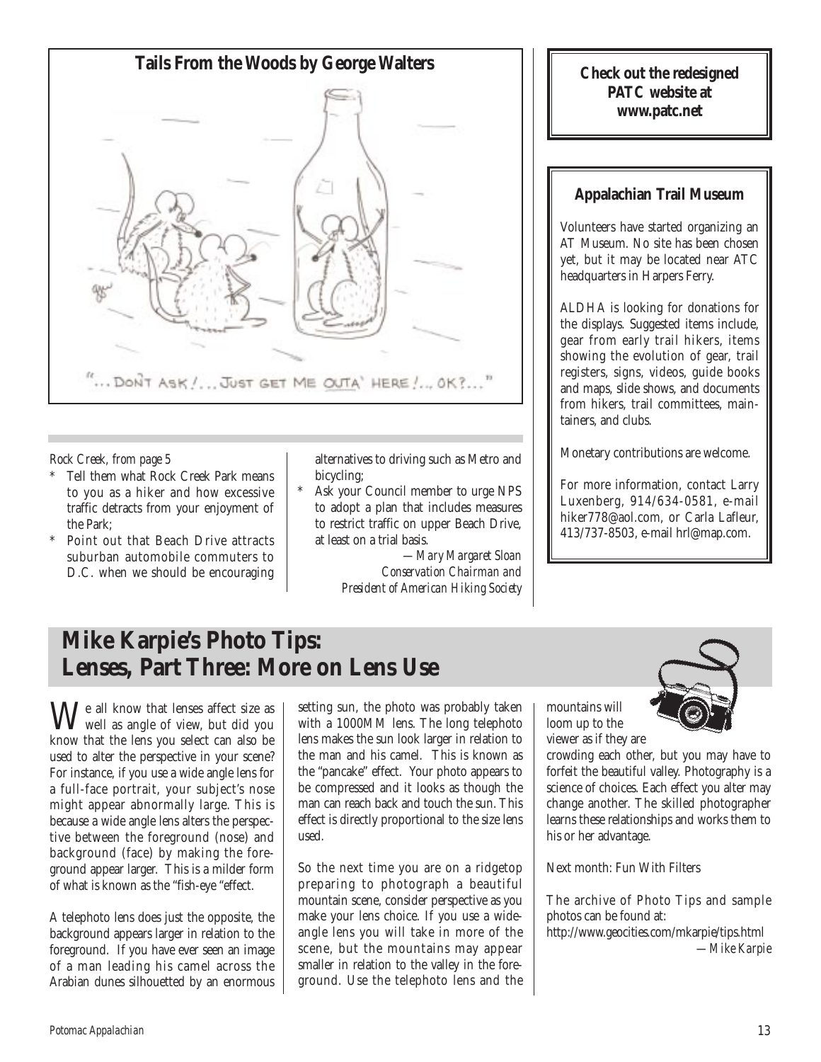## Tails From the Woods by George Walters

"...DON'T ASK!...JUST GET ME OUTA' HERE!...OK?..."

**Check out the redesigned PATC website at www.patc.net**

### Appalachian Trail Museum

Volunteers have started organizing an AT Museum. No site has been chosen yet, but it may be located near ATC headquarters in Harpers Ferry.

ALDHA is looking for donations for the displays. Suggested items include, gear from early trail hikers, items showing the evolution of gear, trail registers, signs, videos, guide books and maps, slide shows, and documents from hikers, trail committees, maintainers, and clubs.

Monetary contributions are welcome.

For more information, contact Larry Luxenberg, 914/634-0581, e-mail hiker778@aol.com, or Carla Lafleur, 413/737-8503, e-mail hrl@map.com.

*Rock Creek, from page 5*

* Tell them what Rock Creek Park means to you as a hiker and how excessive traffic detracts from your enjoyment of the Park;
* Point out that Beach Drive attracts suburban automobile commuters to D.C. when we should be encouraging alternatives to driving such as Metro and bicycling;
* Ask your Council member to urge NPS to adopt a plan that includes measures to restrict traffic on upper Beach Drive, at least on a trial basis.

*—Mary Margaret Sloan*
*Conservation Chairman and*
*President of American Hiking Society*

## Mike Karpie's Photo Tips: Lenses, Part Three: More on Lens Use

We all know that lenses affect size as well as angle of view, but did you know that the lens you select can also be used to alter the perspective in your scene? For instance, if you use a wide angle lens for a full-face portrait, your subject's nose might appear abnormally large. This is because a wide angle lens alters the perspective between the foreground (nose) and background (face) by making the foreground appear larger. This is a milder form of what is known as the "fish-eye "effect.

A telephoto lens does just the opposite, the background appears larger in relation to the foreground. If you have ever seen an image of a man leading his camel across the Arabian dunes silhouetted by an enormous setting sun, the photo was probably taken with a 1000MM lens. The long telephoto lens makes the sun look larger in relation to the man and his camel. This is known as the "pancake" effect. Your photo appears to be compressed and it looks as though the man can reach back and touch the sun. This effect is directly proportional to the size lens used.

So the next time you are on a ridgetop preparing to photograph a beautiful mountain scene, consider perspective as you make your lens choice. If you use a wide-angle lens you will take in more of the scene, but the mountains may appear smaller in relation to the valley in the foreground. Use the telephoto lens and the mountains will loom up to the viewer as if they are crowding each other, but you may have to forfeit the beautiful valley. Photography is a science of choices. Each effect you alter may change another. The skilled photographer learns these relationships and works them to his or her advantage.

Next month: Fun With Filters

The archive of Photo Tips and sample photos can be found at:
http://www.geocities.com/mkarpie/tips.html

*—Mike Karpie*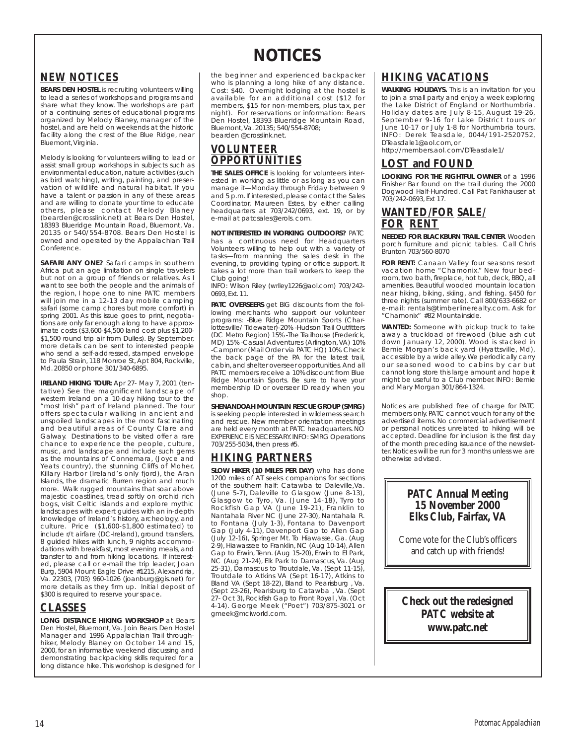# NOTICES

## NEW NOTICES

**BEARS DEN HOSTEL** is recruiting volunteers willing to lead a series of workshops and programs and share what they know. The workshops are part of a continuing series of educational programs organized by Melody Blaney, manager of the hostel, and are held on weekends at the historic facility along the crest of the Blue Ridge, near Bluemont, Virginia.

Melody is looking for volunteers willing to lead or assist small group workshops in subjects such as environmental education, nature activities (such as bird watching), writing, painting, and preservation of wildlife and natural habitat. If you have a talent or passion in any of these areas and are willing to donate your time to educate others, please contact Melody Blaney (bearden@crosslink.net) at Bears Den Hostel, 18393 Blueridge Mountain Road, Bluemont, Va. 20135 or 540/554-8708. Bears Den Hostel is owned and operated by the Appalachian Trail Conference.

**SAFARI ANY ONE?** Safari camps in southern Africa put an age limitation on single travelers but not on a group of friends or relatives. As I want to see both the people and the animals of the region, I hope one to nine PATC members will join me in a 12-13 day mobile camping safari (some camp chores but more comfort) in spring 2001. As this issue goes to print, negotiations are only far enough along to have approximate costs ($3,600-$4,500 land cost plus $1,200-$1,500 round trip air from Dulles). By September, more details can be sent to interested people who send a self-addressed, stamped envelope to Paula Strain, 118 Monroe St, Apt 804, Rockville, Md. 20850 or phone 301/340-6895.

**IRELAND HIKING TOUR:** Apr 27- May 7, 2001 (tentative) See the magnificent landscape of western Ireland on a 10-day hiking tour to the "most Irish" part of Ireland planned. The tour offers spectacular walking in ancient and unspoiled landscapes in the most fascinating and beautiful areas of County Clare and Galway. Destinations to be visited offer a rare chance to experience the people, culture, music, and landscape and include such gems as the mountains of Connemara, (Joyce and Yeats country), the stunning Cliffs of Moher, Killary Harbor (Ireland's only fjord), the Aran Islands, the dramatic Burren region and much more. Walk rugged mountains that soar above majestic coastlines, tread softly on orchid rich bogs, visit Celtic islands and explore mythic landscapes with expert guides with an in-depth knowledge of Ireland's history, archeology, and culture. Price ($1,600-$1,800 estimated) to include r/t airfare (DC-Ireland), ground transfers, 8 guided hikes with lunch, 9 nights accommodations with breakfast, most evening meals, and transfer to and from hiking locations. If interested, please call or e-mail the trip leader, Joan Burg, 5904 Mount Eagle Drive #1215, Alexandria, Va. 22303, (703) 960-1026 (joanburg@gis.net) for more details as they firm up. Initial deposit of $300 is required to reserve your space.

## CLASSES

**LONG DISTANCE HIKING WORKSHOP** at Bears Den Hostel, Bluemont, Va. Join Bears Den Hostel Manager and 1996 Appalachian Trail through-hiker, Melody Blaney on October 14 and 15, 2000, for an informative weekend discussing and demonstrating backpacking skills required for a long distance hike. This workshop is designed for the beginner and experienced backpacker who is planning a long hike of any distance. Cost: $40. Overnight lodging at the hostel is available for an additional cost ($12 for members, $15 for non-members, plus tax, per night). For reservations or information: Bears Den Hostel, 18393 Blueridge Mountain Road, Bluemont, Va. 20135; 540/554-8708; bearden@crosslink.net.

## VOLUNTEER OPPORTUNITIES

**THE SALES OFFICE** is looking for volunteers interested in working as little or as long as you can manage it—Monday through Friday between 9 and 5 p.m. If interested, please contact the Sales Coordinator, Maureen Estes, by either calling headquarters at 703/242/0693, ext. 19, or by e-mail at patcsales@erols.com.

**NOT INTERESTED IN WORKING OUTDOORS?** PATC has a continuous need for Headquarters Volunteers willing to help out with a variety of tasks—from manning the sales desk in the evening, to providing typing or office support. It takes a lot more than trail workers to keep the Club going!
INFO: Wilson Riley (wriley1226@aol.com) 703/242-0693, Ext. 11.

**PATC OVERSEERS** get BIG discounts from the following merchants who support our volunteer programs: -Blue Ridge Mountain Sports (Charlottesville/ Tidewater)-20% -Hudson Trail Outfitters (DC Metro Region) 15% -The Trailhouse (Frederick, MD) 15% -Casual Adventures (Arlington, VA) 10% -Campmor (Mail Order via PATC HQ) 10%. Check the back page of the PA for the latest trail, cabin, and shelter overseer opportunities. And all PATC members receive a 10% discount from Blue Ridge Mountain Sports. Be sure to have your membership ID or overseer ID ready when you shop.

**SHENANDOAH MOUNTAIN RESCUE GROUP (SMRG)** is seeking people interested in wilderness search and rescue. New member orientation meetings are held every month at PATC headquarters. NO EXPERIENCE IS NECESSARY. INFO: SMRG Operations 703/255-5034, then press #5.

## HIKING PARTNERS

**SLOW HIKER (10 MILES PER DAY)** who has done 1200 miles of AT seeks companions for sections of the southern half: Catawba to Daleville, Va. (June 5-7), Daleville to Glasgow (June 8-13), Glasgow to Tyro, Va. (June 14-18), Tyro to Rockfish Gap VA (June 19-21), Franklin to Nantahala River NC (June 27-30), Nantahala R. to Fontana (July 1-3), Fontana to Davenport Gap (July 4-11), Davenport Gap to Allen Gap (July 12-16), Springer Mt. To Hiawasse, Ga. (Aug 2-9), Hiawassee to Franklin, NC (Aug 10-14), Allen Gap to Erwin, Tenn. (Aug 15-20), Erwin to El Park, NC (Aug 21-24), Elk Park to Damascus, Va. (Aug 25-31), Damascus to Troutdale, Va. (Sept 11-15), Troutdale to Atkins VA (Sept 16-17), Atkins to Bland VA (Sept 18-22), Bland to Pearisburg , Va. (Sept 23-26), Pearisburg to Catawba , Va. (Sept 27- Oct 3), Rockfish Gap to Front Royal , Va. (Oct 4-14). George Meek ("Poet") 703/875-3021 or gmeek@mciworld.com.

## HIKING VACATIONS

**WALKING HOLIDAYS.** This is an invitation for you to join a small party and enjoy a week exploring the Lake District of England or Northumbria. Holiday dates are July 8-15, August 19-26, September 9-16 for Lake District tours or June 10-17 or July 1-8 for Northumbria tours. INFO: Derek Teasdale, 0044/191-2520752, DTeasdale1@aol.com, or http://members.aol.com/DTeasdale1/

## LOST and FOUND

**LOOKING FOR THE RIGHTFUL OWNER** of a 1996 Finisher Bar found on the trail during the 2000 Dogwood Half-Hundred. Call Pat Fankhauser at 703/242-0693, Ext 17.

## WANTED/FOR SALE/ FOR RENT

**NEEDED FOR BLACKBURN TRAIL CENTER.** Wooden porch furniture and picnic tables. Call Chris Brunton 703/560-8070

**FOR RENT:** Canaan Valley four seasons resort vacation home "Chamonix." New four bedroom, two bath, fireplace, hot tub, deck, BBQ, all amenities. Beautiful wooded mountain location near hiking, biking, skiing, and fishing. $450 for three nights (summer rate). Call 800/633-6682 or e-mail: rentals@timberlinerealty.com. Ask for "Chamonix" #82 Mountainside.

**WANTED:** Someone with pickup truck to take away a truckload of firewood (blue ash cut down January 12, 2000). Wood is stacked in Bernie Morgan's back yard (Hyattsville, Md), accessible by a wide alley. We periodically carry our seasoned wood to cabins by car but cannot long store this large amount and hope it might be useful to a Club member. INFO: Bernie and Mary Morgan 301/864-1324.

Notices are published free of charge for PATC members only. PATC cannot vouch for any of the advertised items. No commercial advertisement or personal notices unrelated to hiking will be accepted. Deadline for inclusion is the first day of the month preceding issuance of the newsletter. Notices will be run for 3 months unless we are otherwise advised.

**PATC Annual Meeting**
**15 November 2000**
**Elks Club, Fairfax, VA**

*Come vote for the Club's officers and catch up with friends!*

**Check out the redesigned PATC website at www.patc.net**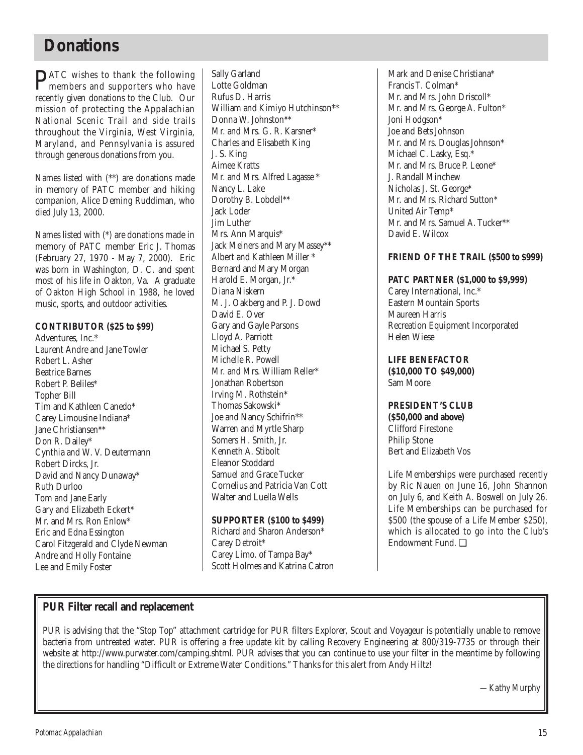## Donations

PATC wishes to thank the following members and supporters who have recently given donations to the Club. Our mission of protecting the Appalachian National Scenic Trail and side trails throughout the Virginia, West Virginia, Maryland, and Pennsylvania is assured through generous donations from you.

Names listed with (**) are donations made in memory of PATC member and hiking companion, Alice Deming Ruddiman, who died July 13, 2000.

Names listed with (*) are donations made in memory of PATC member Eric J. Thomas (February 27, 1970 - May 7, 2000). Eric was born in Washington, D. C. and spent most of his life in Oakton, Va. A graduate of Oakton High School in 1988, he loved music, sports, and outdoor activities.

**CONTRIBUTOR ($25 to $99)**

Adventures, Inc.*
Laurent Andre and Jane Towler
Robert L. Asher
Beatrice Barnes
Robert P. Beliles*
Topher Bill
Tim and Kathleen Canedo*
Carey Limousine Indiana*
Jane Christiansen**
Don R. Dailey*
Cynthia and W. V. Deutermann
Robert Dircks, Jr.
David and Nancy Dunaway*
Ruth Durloo
Tom and Jane Early
Gary and Elizabeth Eckert*
Mr. and Mrs. Ron Enlow*
Eric and Edna Essington
Carol Fitzgerald and Clyde Newman
Andre and Holly Fontaine
Lee and Emily Foster
Sally Garland
Lotte Goldman
Rufus D. Harris
William and Kimiyo Hutchinson**
Donna W. Johnston**
Mr. and Mrs. G. R. Karsner*
Charles and Elisabeth King
J. S. King
Aimee Kratts
Mr. and Mrs. Alfred Lagasse *
Nancy L. Lake
Dorothy B. Lobdell**
Jack Loder
Jim Luther
Mrs. Ann Marquis*
Jack Meiners and Mary Massey**
Albert and Kathleen Miller *
Bernard and Mary Morgan
Harold E. Morgan, Jr.*
Diana Niskern
M. J. Oakberg and P. J. Dowd
David E. Over
Gary and Gayle Parsons
Lloyd A. Parriott
Michael S. Petty
Michelle R. Powell
Mr. and Mrs. William Reller*
Jonathan Robertson
Irving M. Rothstein*
Thomas Sakowski*
Joe and Nancy Schifrin**
Warren and Myrtle Sharp
Somers H. Smith, Jr.
Kenneth A. Stibolt
Eleanor Stoddard
Samuel and Grace Tucker
Cornelius and Patricia Van Cott
Walter and Luella Wells

**SUPPORTER ($100 to $499)**

Richard and Sharon Anderson*
Carey Detroit*
Carey Limo. of Tampa Bay*
Scott Holmes and Katrina Catron
Mark and Denise Christiana*
Francis T. Colman*
Mr. and Mrs. John Driscoll*
Mr. and Mrs. George A. Fulton*
Joni Hodgson*
Joe and Bets Johnson
Mr. and Mrs. Douglas Johnson*
Michael C. Lasky, Esq.*
Mr. and Mrs. Bruce P. Leone*
J. Randall Minchew
Nicholas J. St. George*
Mr. and Mrs. Richard Sutton*
United Air Temp*
Mr. and Mrs. Samuel A. Tucker**
David E. Wilcox

**FRIEND OF THE TRAIL ($500 to $999)**

**PATC PARTNER ($1,000 to $9,999)**

Carey International, Inc.*
Eastern Mountain Sports
Maureen Harris
Recreation Equipment Incorporated
Helen Wiese

**LIFE BENEFACTOR**
**($10,000 TO $49,000)**

Sam Moore

**PRESIDENT'S CLUB**
**($50,000 and above)**

Clifford Firestone
Philip Stone
Bert and Elizabeth Vos

Life Memberships were purchased recently by Ric Nauen on June 16, John Shannon on July 6, and Keith A. Boswell on July 26. Life Memberships can be purchased for $500 (the spouse of a Life Member $250), which is allocated to go into the Club's Endowment Fund. ❑

### PUR Filter recall and replacement

PUR is advising that the "Stop Top" attachment cartridge for PUR filters Explorer, Scout and Voyageur is potentially unable to remove bacteria from untreated water. PUR is offering a free update kit by calling Recovery Engineering at 800/319-7735 or through their website at http://www.purwater.com/camping.shtml. PUR advises that you can continue to use your filter in the meantime by following the directions for handling "Difficult or Extreme Water Conditions." Thanks for this alert from Andy Hiltz!

*—Kathy Murphy*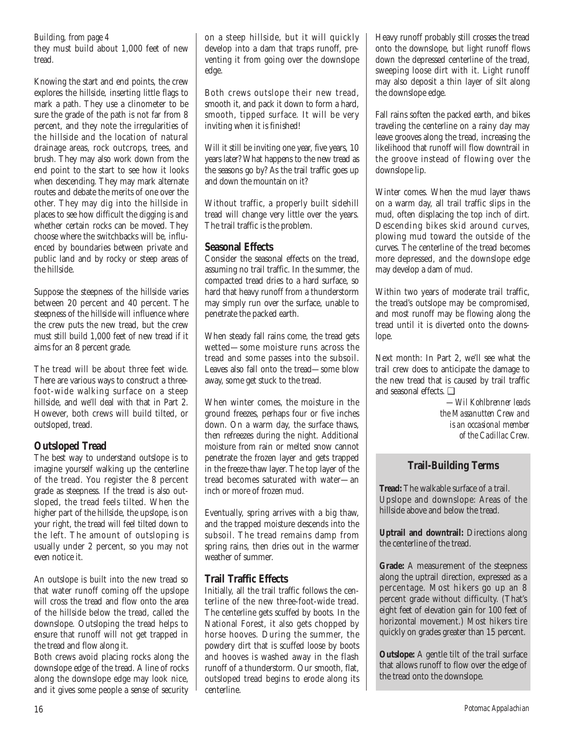*Building, from page 4*

they must build about 1,000 feet of new tread.

Knowing the start and end points, the crew explores the hillside, inserting little flags to mark a path. They use a clinometer to be sure the grade of the path is not far from 8 percent, and they note the irregularities of the hillside and the location of natural drainage areas, rock outcrops, trees, and brush. They may also work down from the end point to the start to see how it looks when descending. They may mark alternate routes and debate the merits of one over the other. They may dig into the hillside in places to see how difficult the digging is and whether certain rocks can be moved. They choose where the switchbacks will be, influenced by boundaries between private and public land and by rocky or steep areas of the hillside.

Suppose the steepness of the hillside varies between 20 percent and 40 percent. The steepness of the hillside will influence where the crew puts the new tread, but the crew must still build 1,000 feet of new tread if it aims for an 8 percent grade.

The tread will be about three feet wide. There are various ways to construct a three-foot-wide walking surface on a steep hillside, and we'll deal with that in Part 2. However, both crews will build tilted, or outsloped, tread.

## Outsloped Tread

The best way to understand outslope is to imagine yourself walking up the centerline of the tread. You register the 8 percent grade as steepness. If the tread is also outsloped, the tread feels tilted. When the higher part of the hillside, the upslope, is on your right, the tread will feel tilted down to the left. The amount of outsloping is usually under 2 percent, so you may not even notice it.

An outslope is built into the new tread so that water runoff coming off the upslope will cross the tread and flow onto the area of the hillside below the tread, called the downslope. Outsloping the tread helps to ensure that runoff will not get trapped in the tread and flow along it.

Both crews avoid placing rocks along the downslope edge of the tread. A line of rocks along the downslope edge may look nice, and it gives some people a sense of security on a steep hillside, but it will quickly develop into a dam that traps runoff, preventing it from going over the downslope edge.

Both crews outslope their new tread, smooth it, and pack it down to form a hard, smooth, tipped surface. It will be very inviting when it is finished!

Will it still be inviting one year, five years, 10 years later? What happens to the new tread as the seasons go by? As the trail traffic goes up and down the mountain on it?

Without traffic, a properly built sidehill tread will change very little over the years. The trail traffic is the problem.

## Seasonal Effects

Consider the seasonal effects on the tread, assuming no trail traffic. In the summer, the compacted tread dries to a hard surface, so hard that heavy runoff from a thunderstorm may simply run over the surface, unable to penetrate the packed earth.

When steady fall rains come, the tread gets wetted—some moisture runs across the tread and some passes into the subsoil. Leaves also fall onto the tread—some blow away, some get stuck to the tread.

When winter comes, the moisture in the ground freezes, perhaps four or five inches down. On a warm day, the surface thaws, then refreezes during the night. Additional moisture from rain or melted snow cannot penetrate the frozen layer and gets trapped in the freeze-thaw layer. The top layer of the tread becomes saturated with water—an inch or more of frozen mud.

Eventually, spring arrives with a big thaw, and the trapped moisture descends into the subsoil. The tread remains damp from spring rains, then dries out in the warmer weather of summer.

## Trail Traffic Effects

Initially, all the trail traffic follows the centerline of the new three-foot-wide tread. The centerline gets scuffed by boots. In the National Forest, it also gets chopped by horse hooves. During the summer, the powdery dirt that is scuffed loose by boots and hooves is washed away in the flash runoff of a thunderstorm. Our smooth, flat, outsloped tread begins to erode along its centerline.

Heavy runoff probably still crosses the tread onto the downslope, but light runoff flows down the depressed centerline of the tread, sweeping loose dirt with it. Light runoff may also deposit a thin layer of silt along the downslope edge.

Fall rains soften the packed earth, and bikes traveling the centerline on a rainy day may leave grooves along the tread, increasing the likelihood that runoff will flow downtrail in the groove instead of flowing over the downslope lip.

Winter comes. When the mud layer thaws on a warm day, all trail traffic slips in the mud, often displacing the top inch of dirt. Descending bikes skid around curves, plowing mud toward the outside of the curves. The centerline of the tread becomes more depressed, and the downslope edge may develop a dam of mud.

Within two years of moderate trail traffic, the tread's outslope may be compromised, and most runoff may be flowing along the tread until it is diverted onto the downslope.

Next month: In Part 2, we'll see what the trail crew does to anticipate the damage to the new tread that is caused by trail traffic and seasonal effects. ❑

*—Wil Kohlbrenner leads the Massanutten Crew and is an occasional member of the Cadillac Crew.*

### Trail-Building Terms

**Tread:** The walkable surface of a trail. Upslope and downslope: Areas of the hillside above and below the tread.

**Uptrail and downtrail:** Directions along the centerline of the tread.

**Grade:** A measurement of the steepness along the uptrail direction, expressed as a percentage. Most hikers go up an 8 percent grade without difficulty. (That's eight feet of elevation gain for 100 feet of horizontal movement.) Most hikers tire quickly on grades greater than 15 percent.

**Outslope:** A gentle tilt of the trail surface that allows runoff to flow over the edge of the tread onto the downslope.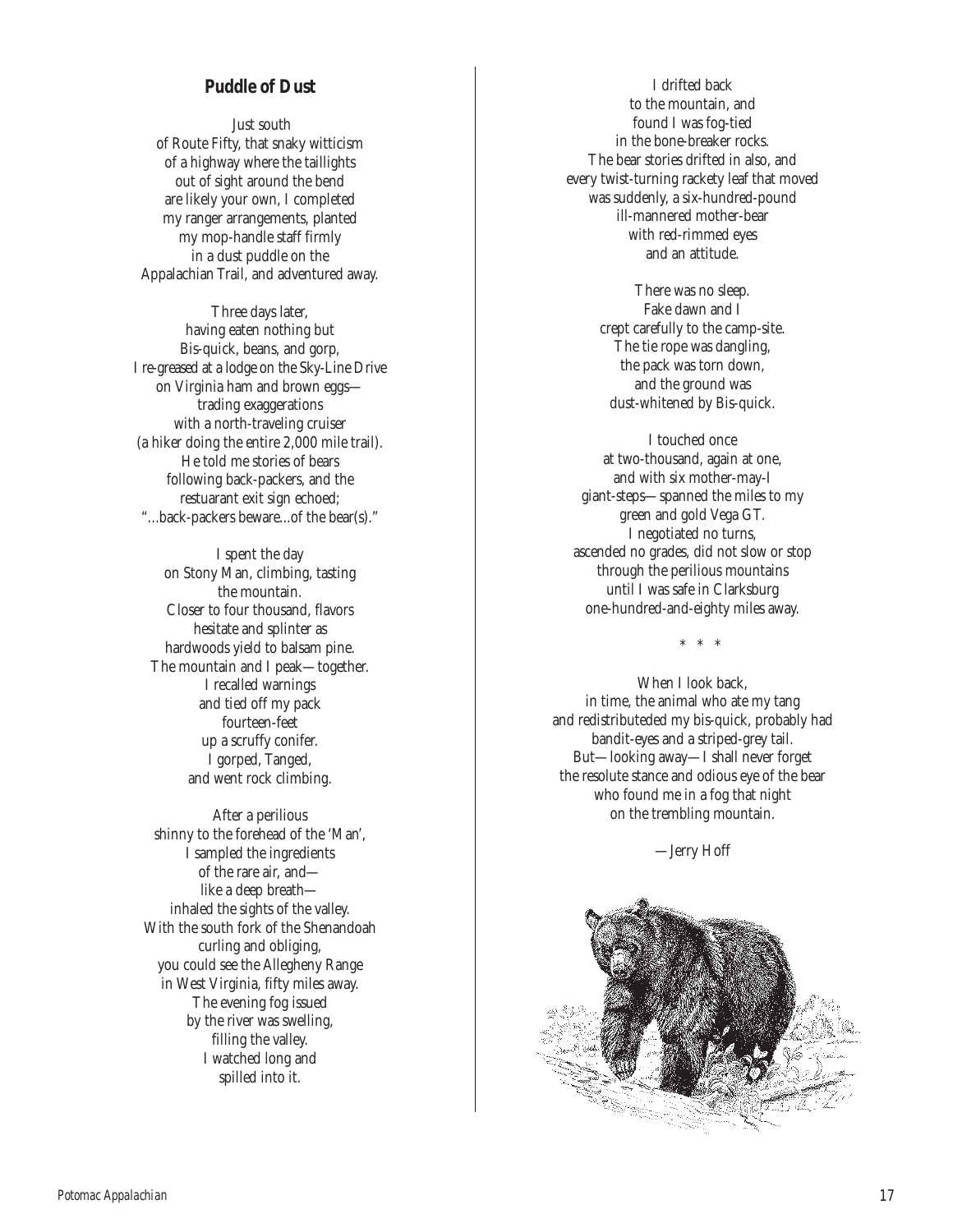## Puddle of Dust

Just south  
of Route Fifty, that snaky witticism  
of a highway where the taillights  
out of sight around the bend  
are likely your own, I completed  
my ranger arrangements, planted  
my mop-handle staff firmly  
in a dust puddle on the  
Appalachian Trail, and adventured away.

Three days later,  
having eaten nothing but  
Bis-quick, beans, and gorp,  
I re-greased at a lodge on the Sky-Line Drive  
on Virginia ham and brown eggs—  
trading exaggerations  
with a north-traveling cruiser  
(a hiker doing the entire 2,000 mile trail).  
He told me stories of bears  
following back-packers, and the  
restuarant exit sign echoed;  
"...back-packers beware...of the bear(s)."

I spent the day  
on Stony Man, climbing, tasting  
the mountain.  
Closer to four thousand, flavors  
hesitate and splinter as  
hardwoods yield to balsam pine.  
The mountain and I peak—together.  
I recalled warnings  
and tied off my pack  
fourteen-feet  
up a scruffy conifer.  
I gorped, Tanged,  
and went rock climbing.

After a perilious  
shinny to the forehead of the 'Man',  
I sampled the ingredients  
of the rare air, and—  
like a deep breath—  
inhaled the sights of the valley.  
With the south fork of the Shenandoah  
curling and obliging,  
you could see the Allegheny Range  
in West Virginia, fifty miles away.  
The evening fog issued  
by the river was swelling,  
filling the valley.  
I watched long and  
spilled into it.

I drifted back  
to the mountain, and  
found I was fog-tied  
in the bone-breaker rocks.  
The bear stories drifted in also, and  
every twist-turning rackety leaf that moved  
was suddenly, a six-hundred-pound  
ill-mannered mother-bear  
with red-rimmed eyes  
and an attitude.

There was no sleep.  
Fake dawn and I  
crept carefully to the camp-site.  
The tie rope was dangling,  
the pack was torn down,  
and the ground was  
dust-whitened by Bis-quick.

I touched once  
at two-thousand, again at one,  
and with six mother-may-I  
giant-steps—spanned the miles to my  
green and gold Vega GT.  
I negotiated no turns,  
ascended no grades, did not slow or stop  
through the perilious mountains  
until I was safe in Clarksburg  
one-hundred-and-eighty miles away.

\* \* \*

When I look back,  
in time, the animal who ate my tang  
and redistributeded my bis-quick, probably had  
bandit-eyes and a striped-grey tail.  
But—looking away—I shall never forget  
the resolute stance and odious eye of the bear  
who found me in a fog that night  
on the trembling mountain.

—Jerry Hoff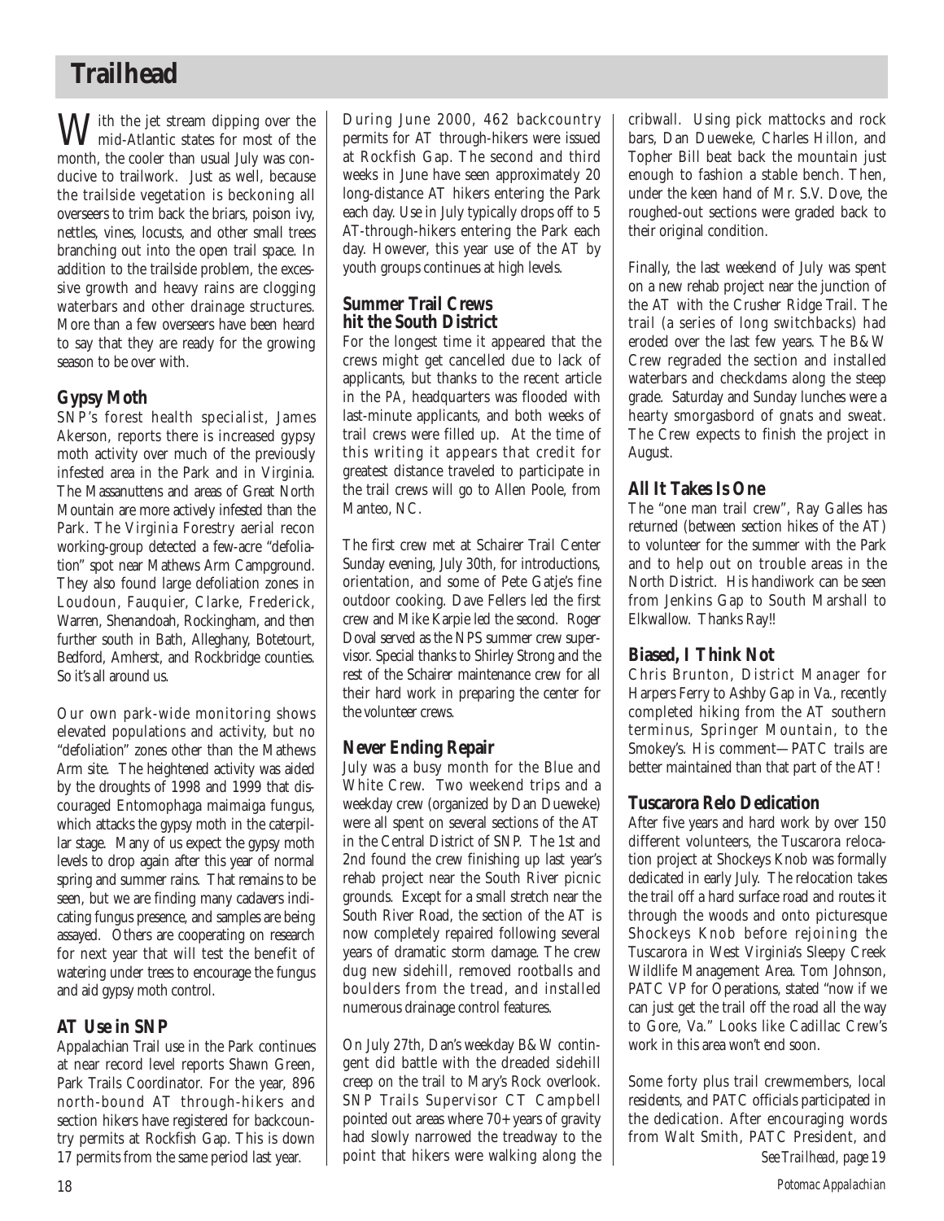# Trailhead

With the jet stream dipping over the mid-Atlantic states for most of the month, the cooler than usual July was conducive to trailwork. Just as well, because the trailside vegetation is beckoning all overseers to trim back the briars, poison ivy, nettles, vines, locusts, and other small trees branching out into the open trail space. In addition to the trailside problem, the excessive growth and heavy rains are clogging waterbars and other drainage structures. More than a few overseers have been heard to say that they are ready for the growing season to be over with.

## Gypsy Moth

SNP's forest health specialist, James Akerson, reports there is increased gypsy moth activity over much of the previously infested area in the Park and in Virginia. The Massanuttens and areas of Great North Mountain are more actively infested than the Park. The Virginia Forestry aerial recon working-group detected a few-acre "defoliation" spot near Mathews Arm Campground. They also found large defoliation zones in Loudoun, Fauquier, Clarke, Frederick, Warren, Shenandoah, Rockingham, and then further south in Bath, Alleghany, Botetourt, Bedford, Amherst, and Rockbridge counties. So it's all around us.

Our own park-wide monitoring shows elevated populations and activity, but no "defoliation" zones other than the Mathews Arm site. The heightened activity was aided by the droughts of 1998 and 1999 that discouraged Entomophaga maimaiga fungus, which attacks the gypsy moth in the caterpillar stage. Many of us expect the gypsy moth levels to drop again after this year of normal spring and summer rains. That remains to be seen, but we are finding many cadavers indicating fungus presence, and samples are being assayed. Others are cooperating on research for next year that will test the benefit of watering under trees to encourage the fungus and aid gypsy moth control.

## AT Use in SNP

Appalachian Trail use in the Park continues at near record level reports Shawn Green, Park Trails Coordinator. For the year, 896 north-bound AT through-hikers and section hikers have registered for backcountry permits at Rockfish Gap. This is down 17 permits from the same period last year. During June 2000, 462 backcountry permits for AT through-hikers were issued at Rockfish Gap. The second and third weeks in June have seen approximately 20 long-distance AT hikers entering the Park each day. Use in July typically drops off to 5 AT-through-hikers entering the Park each day. However, this year use of the AT by youth groups continues at high levels.

## Summer Trail Crews hit the South District

For the longest time it appeared that the crews might get cancelled due to lack of applicants, but thanks to the recent article in the *PA*, headquarters was flooded with last-minute applicants, and both weeks of trail crews were filled up. At the time of this writing it appears that credit for greatest distance traveled to participate in the trail crews will go to Allen Poole, from Manteo, NC.

The first crew met at Schairer Trail Center Sunday evening, July 30th, for introductions, orientation, and some of Pete Gatje's fine outdoor cooking. Dave Fellers led the first crew and Mike Karpie led the second. Roger Doval served as the NPS summer crew supervisor. Special thanks to Shirley Strong and the rest of the Schairer maintenance crew for all their hard work in preparing the center for the volunteer crews.

## Never Ending Repair

July was a busy month for the Blue and White Crew. Two weekend trips and a weekday crew (organized by Dan Dueweke) were all spent on several sections of the AT in the Central District of SNP. The 1st and 2nd found the crew finishing up last year's rehab project near the South River picnic grounds. Except for a small stretch near the South River Road, the section of the AT is now completely repaired following several years of dramatic storm damage. The crew dug new sidehill, removed rootballs and boulders from the tread, and installed numerous drainage control features.

On July 27th, Dan's weekday B&W contingent did battle with the dreaded sidehill creep on the trail to Mary's Rock overlook. SNP Trails Supervisor CT Campbell pointed out areas where 70+ years of gravity had slowly narrowed the treadway to the point that hikers were walking along the cribwall. Using pick mattocks and rock bars, Dan Dueweke, Charles Hillon, and Topher Bill beat back the mountain just enough to fashion a stable bench. Then, under the keen hand of Mr. S.V. Dove, the roughed-out sections were graded back to their original condition.

Finally, the last weekend of July was spent on a new rehab project near the junction of the AT with the Crusher Ridge Trail. The trail (a series of long switchbacks) had eroded over the last few years. The B&W Crew regraded the section and installed waterbars and checkdams along the steep grade. Saturday and Sunday lunches were a hearty smorgasbord of gnats and sweat. The Crew expects to finish the project in August.

## All It Takes Is One

The "one man trail crew", Ray Galles has returned (between section hikes of the AT) to volunteer for the summer with the Park and to help out on trouble areas in the North District. His handiwork can be seen from Jenkins Gap to South Marshall to Elkwallow. Thanks Ray!!

## Biased, I Think Not

Chris Brunton, District Manager for Harpers Ferry to Ashby Gap in Va., recently completed hiking from the AT southern terminus, Springer Mountain, to the Smokey's. His comment—PATC trails are better maintained than that part of the AT!

## Tuscarora Relo Dedication

After five years and hard work by over 150 different volunteers, the Tuscarora relocation project at Shockeys Knob was formally dedicated in early July. The relocation takes the trail off a hard surface road and routes it through the woods and onto picturesque Shockeys Knob before rejoining the Tuscarora in West Virginia's Sleepy Creek Wildlife Management Area. Tom Johnson, PATC VP for Operations, stated "now if we can just get the trail off the road all the way to Gore, Va." Looks like Cadillac Crew's work in this area won't end soon.

Some forty plus trail crewmembers, local residents, and PATC officials participated in the dedication. After encouraging words from Walt Smith, PATC President, and

*See Trailhead, page 19*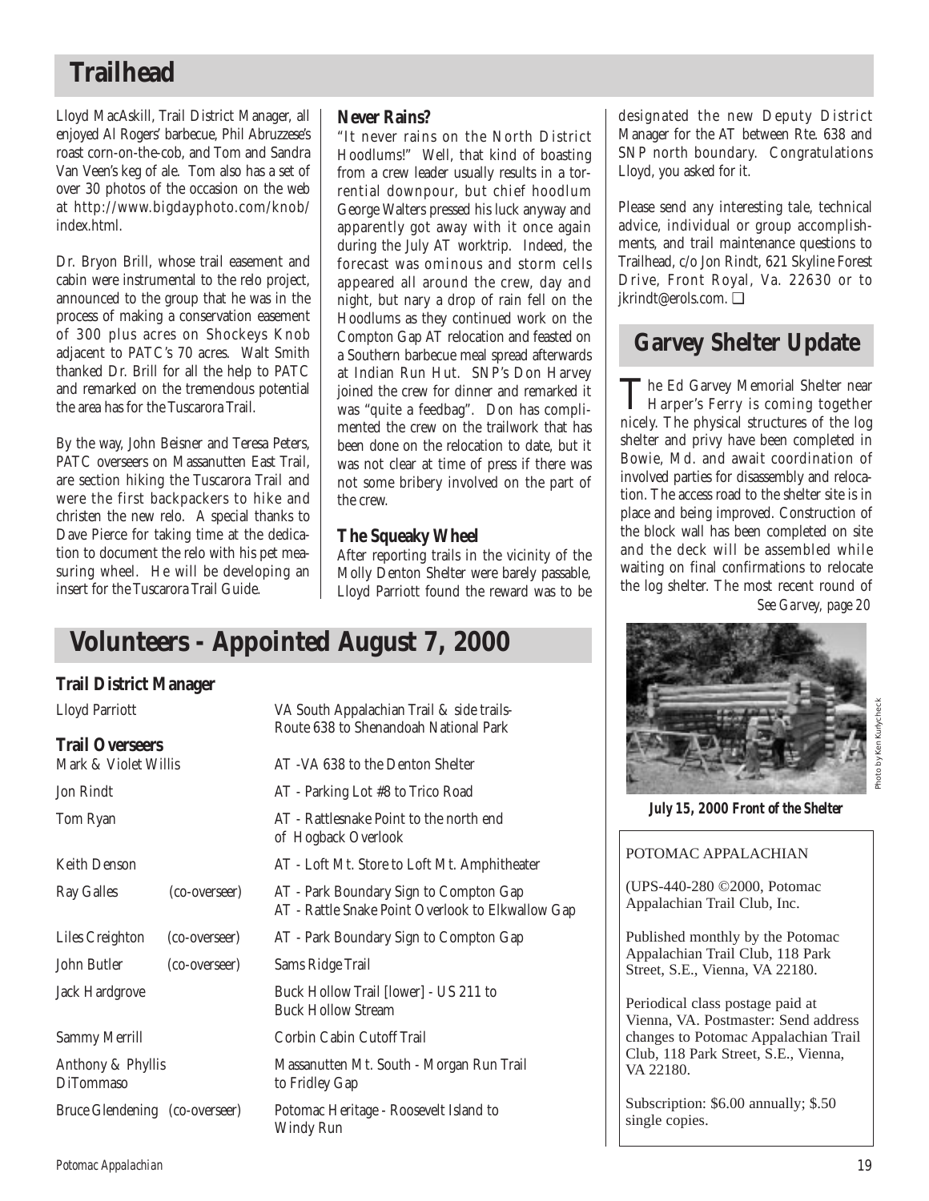## Trailhead

Lloyd MacAskill, Trail District Manager, all enjoyed Al Rogers' barbecue, Phil Abruzzese's roast corn-on-the-cob, and Tom and Sandra Van Veen's keg of ale. Tom also has a set of over 30 photos of the occasion on the web at http://www.bigdayphoto.com/knob/index.html.

Dr. Bryon Brill, whose trail easement and cabin were instrumental to the relo project, announced to the group that he was in the process of making a conservation easement of 300 plus acres on Shockeys Knob adjacent to PATC's 70 acres. Walt Smith thanked Dr. Brill for all the help to PATC and remarked on the tremendous potential the area has for the Tuscarora Trail.

By the way, John Beisner and Teresa Peters, PATC overseers on Massanutten East Trail, are section hiking the Tuscarora Trail and were the first backpackers to hike and christen the new relo. A special thanks to Dave Pierce for taking time at the dedication to document the relo with his pet measuring wheel. He will be developing an insert for the Tuscarora Trail Guide.

### Never Rains?

"It never rains on the North District Hoodlums!" Well, that kind of boasting from a crew leader usually results in a torrential downpour, but chief hoodlum George Walters pressed his luck anyway and apparently got away with it once again during the July AT worktrip. Indeed, the forecast was ominous and storm cells appeared all around the crew, day and night, but nary a drop of rain fell on the Hoodlums as they continued work on the Compton Gap AT relocation and feasted on a Southern barbecue meal spread afterwards at Indian Run Hut. SNP's Don Harvey joined the crew for dinner and remarked it was "quite a feedbag". Don has complimented the crew on the trailwork that has been done on the relocation to date, but it was not clear at time of press if there was not some bribery involved on the part of the crew.

### The Squeaky Wheel

After reporting trails in the vicinity of the Molly Denton Shelter were barely passable, Lloyd Parriott found the reward was to be designated the new Deputy District Manager for the AT between Rte. 638 and SNP north boundary. Congratulations Lloyd, you asked for it.

Please send any interesting tale, technical advice, individual or group accomplishments, and trail maintenance questions to Trailhead, c/o Jon Rindt, 621 Skyline Forest Drive, Front Royal, Va. 22630 or to jkrindt@erols.com. ❑

## Volunteers - Appointed August 7, 2000

### Trail District Manager

| | |
|---|---|
| Lloyd Parriott | VA South Appalachian Trail & side trails-Route 638 to Shenandoah National Park |

### Trail Overseers

| | | |
|---|---|---|
| Mark & Violet Willis | | AT -VA 638 to the Denton Shelter |
| Jon Rindt | | AT - Parking Lot #8 to Trico Road |
| Tom Ryan | | AT - Rattlesnake Point to the north end of Hogback Overlook |
| Keith Denson | | AT - Loft Mt. Store to Loft Mt. Amphitheater |
| Ray Galles | (co-overseer) | AT - Park Boundary Sign to Compton Gap<br>AT - Rattle Snake Point Overlook to Elkwallow Gap |
| Liles Creighton | (co-overseer) | AT - Park Boundary Sign to Compton Gap |
| John Butler | (co-overseer) | Sams Ridge Trail |
| Jack Hardgrove | | Buck Hollow Trail [lower] - US 211 to Buck Hollow Stream |
| Sammy Merrill | | Corbin Cabin Cutoff Trail |
| Anthony & Phyllis DiTommaso | | Massanutten Mt. South - Morgan Run Trail to Fridley Gap |
| Bruce Glendening | (co-overseer) | Potomac Heritage - Roosevelt Island to Windy Run |

## Garvey Shelter Update

The Ed Garvey Memorial Shelter near Harper's Ferry is coming together nicely. The physical structures of the log shelter and privy have been completed in Bowie, Md. and await coordination of involved parties for disassembly and relocation. The access road to the shelter site is in place and being improved. Construction of the block wall has been completed on site and the deck will be assembled while waiting on final confirmations to relocate the log shelter. The most recent round of *See Garvey, page 20*

Photo by Ken Kurlycheck

***July 15, 2000 Front of the Shelter***

POTOMAC APPALACHIAN

(UPS-440-280 ©2000, Potomac Appalachian Trail Club, Inc.

Published monthly by the Potomac Appalachian Trail Club, 118 Park Street, S.E., Vienna, VA 22180.

Periodical class postage paid at Vienna, VA. Postmaster: Send address changes to Potomac Appalachian Trail Club, 118 Park Street, S.E., Vienna, VA 22180.

Subscription: $6.00 annually; $.50 single copies.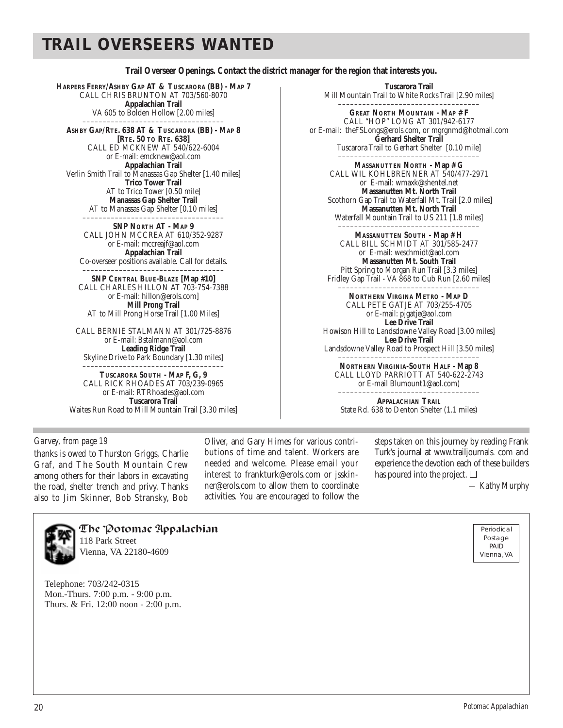# TRAIL OVERSEERS WANTED

**Trail Overseer Openings. Contact the district manager for the region that interests you.**

**HARPERS FERRY/ASHBY GAP AT & TUSCARORA (BB) - MAP 7**
CALL CHRIS BRUNTON AT 703/560-8070
**Appalachian Trail**
VA 605 to Bolden Hollow [2.00 miles]

---

**ASHBY GAP/RTE. 638 AT & TUSCARORA (BB) - MAP 8**
**[RTE. 50 TO RTE. 638]**
CALL ED MCKNEW AT 540/622-6004
or E-mail: emcknew@aol.com
**Appalachian Trail**
Verlin Smith Trail to Manassas Gap Shelter [1.40 miles]
**Trico Tower Trail**
AT to Trico Tower [0.50 mile]
**Manassas Gap Shelter Trail**
AT to Manassas Gap Shelter [0.10 miles]

---

**SNP NORTH AT - MAP 9**
CALL JOHN MCCREA AT 610/352-9287
or E-mail: mccreajf@aol.com
**Appalachian Trail**
Co-overseer positions available. Call for details.

---

**SNP CENTRAL BLUE-BLAZE [Map #10]**
CALL CHARLES HILLON AT 703-754-7388
or E-mail: hillon@erols.com]
**Mill Prong Trail**
AT to Mill Prong Horse Trail [1.00 Miles]

CALL BERNIE STALMANN AT 301/725-8876
or E-mail: Bstalmann@aol.com
**Leading Ridge Trail**
Skyline Drive to Park Boundary [1.30 miles]

---

**TUSCARORA SOUTH - MAP F, G, 9**
CALL RICK RHOADES AT 703/239-0965
or E-mail: RTRhoades@aol.com
**Tuscarora Trail**
Waites Run Road to Mill Mountain Trail [3.30 miles]
**Tuscarora Trail**
Mill Mountain Trail to White Rocks Trail [2.90 miles]

---

**GREAT NORTH MOUNTAIN - MAP # F**
CALL "HOP" LONG AT 301/942-6177
or E-mail: theFSLongs@erols.com, or mgrgnmd@hotmail.com
**Gerhard Shelter Trail**
Tuscarora Trail to Gerhart Shelter [0.10 mile]

---

**MASSANUTTEN NORTH - Map # G**
CALL WIL KOHLBRENNER AT 540/477-2971
or E-mail: wmaxk@shentel.net
**Massanutten Mt. North Trail**
Scothorn Gap Trail to Waterfall Mt. Trail [2.0 miles]
**Massanutten Mt. North Trail**
Waterfall Mountain Trail to US 211 [1.8 miles]

---

**MASSANUTTEN SOUTH - Map # H**
CALL BILL SCHMIDT AT 301/585-2477
or E-mail: weschmidt@aol.com
**Massanutten Mt. South Trail**
Pitt Spring to Morgan Run Trail [3.3 miles]
Fridley Gap Trail - VA 868 to Cub Run [2.60 miles]

---

**NORTHERN VIRGINA METRO - MAP D**
CALL PETE GATJE AT 703/255-4705
or E-mail: pjgatje@aol.com
**Lee Drive Trail**
Howison Hill to Landsdowne Valley Road [3.00 miles]
**Lee Drive Trail**
Landsdowne Valley Road to Prospect Hill [3.50 miles]

---

**NORTHERN VIRGINIA-SOUTH HALF - Map 8**
CALL LLOYD PARRIOTT AT 540-622-2743
or E-mail Blumount1@aol.com)

---

**APPALACHIAN TRAIL**
State Rd. 638 to Denton Shelter (1.1 miles)

---

*Garvey, from page 19*

thanks is owed to Thurston Griggs, Charlie Graf, and The South Mountain Crew among others for their labors in excavating the road, shelter trench and privy. Thanks also to Jim Skinner, Bob Stransky, Bob Oliver, and Gary Himes for various contributions of time and talent. Workers are needed and welcome. Please email your interest to frankturk@erols.com or jsskinner@erols.com to allow them to coordinate activities. You are encouraged to follow the steps taken on this journey by reading Frank Turk's journal at www.trailjournals. com and experience the devotion each of these builders has poured into the project. ❑

*— Kathy Murphy*

---

The Potomac Appalachian
118 Park Street
Vienna, VA 22180-4609

Periodical Postage PAID Vienna, VA

Telephone: 703/242-0315
Mon.-Thurs. 7:00 p.m. - 9:00 p.m.
Thurs. & Fri. 12:00 noon - 2:00 p.m.